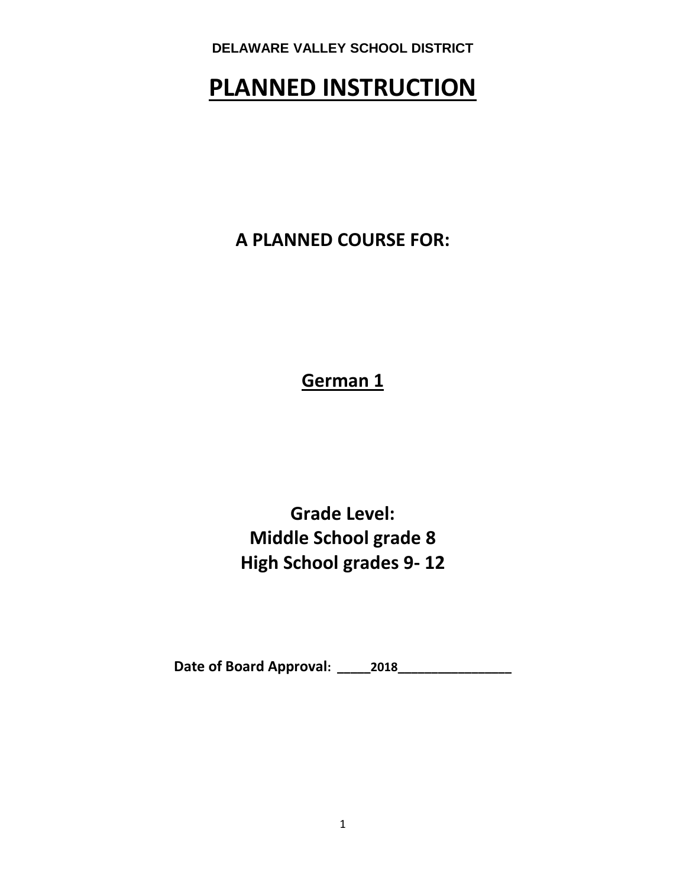**DELAWARE VALLEY SCHOOL DISTRICT**

# PLANNED INSTRUCTION

## A PLANNED COURSE FOR:

## German 1

## Grade Level:
## Middle School grade 8
## High School grades 9- 12

**Date of Board Approval: _____2018_________________**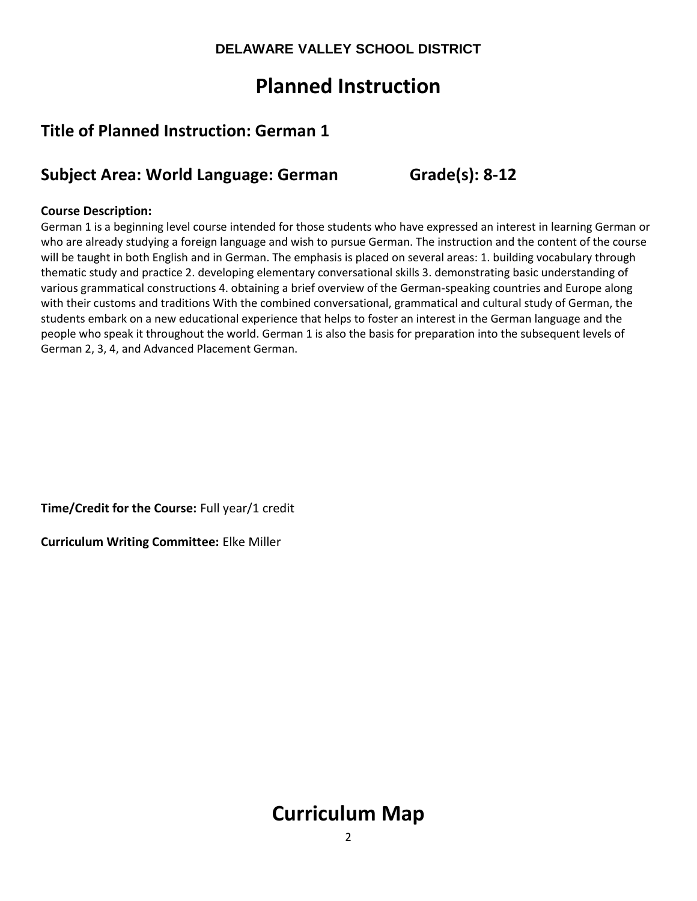**DELAWARE VALLEY SCHOOL DISTRICT**

# Planned Instruction

## Title of Planned Instruction: German 1

## Subject Area: World Language: German Grade(s): 8-12

**Course Description:**
German 1 is a beginning level course intended for those students who have expressed an interest in learning German or who are already studying a foreign language and wish to pursue German. The instruction and the content of the course will be taught in both English and in German. The emphasis is placed on several areas: 1. building vocabulary through thematic study and practice 2. developing elementary conversational skills 3. demonstrating basic understanding of various grammatical constructions 4. obtaining a brief overview of the German-speaking countries and Europe along with their customs and traditions With the combined conversational, grammatical and cultural study of German, the students embark on a new educational experience that helps to foster an interest in the German language and the people who speak it throughout the world. German 1 is also the basis for preparation into the subsequent levels of German 2, 3, 4, and Advanced Placement German.

**Time/Credit for the Course:** Full year/1 credit

**Curriculum Writing Committee:** Elke Miller

# Curriculum Map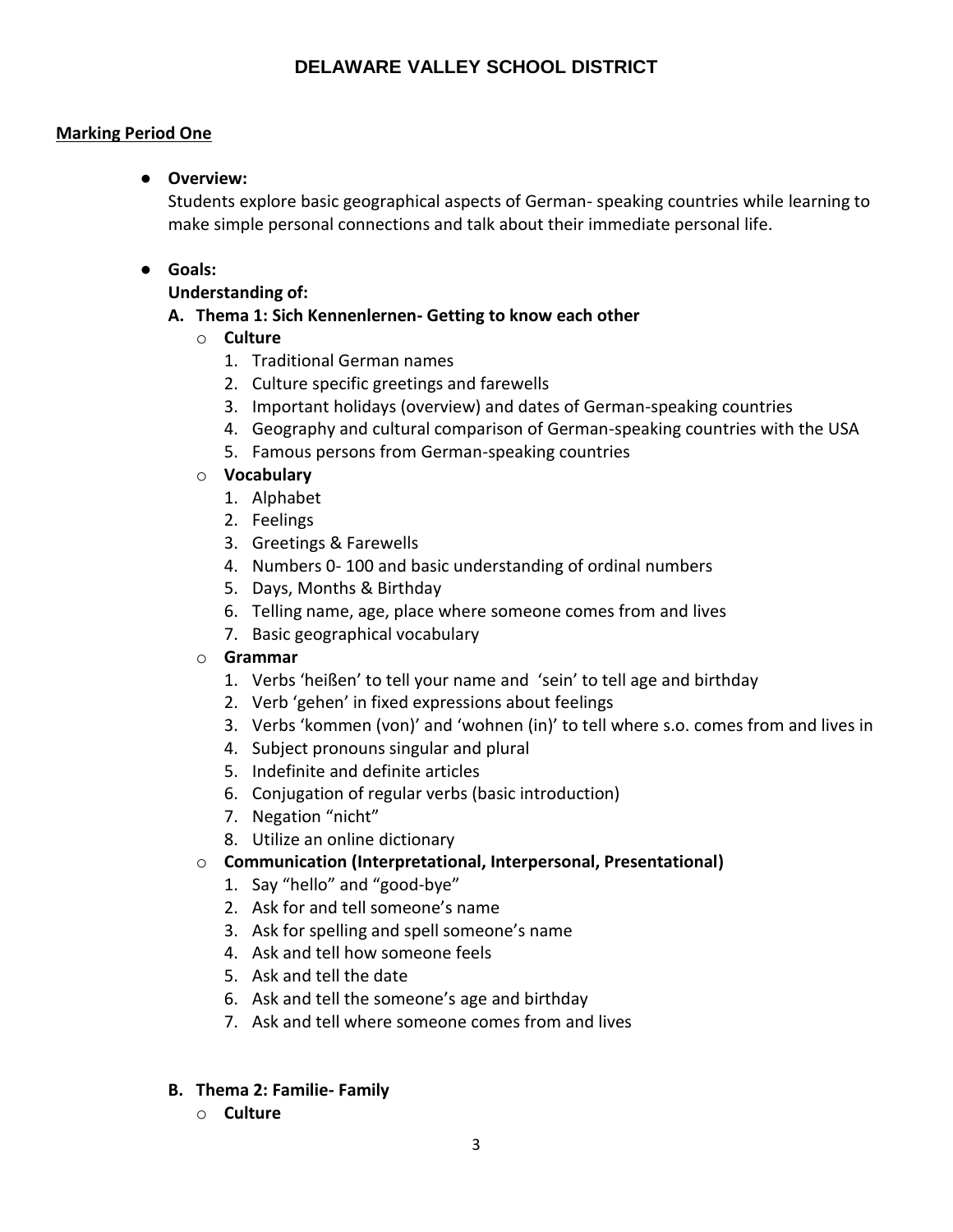# DELAWARE VALLEY SCHOOL DISTRICT

**Marking Period One**

- **Overview:**
  Students explore basic geographical aspects of German- speaking countries while learning to make simple personal connections and talk about their immediate personal life.

- **Goals:**
  **Understanding of:**

  **A. Thema 1: Sich Kennenlernen- Getting to know each other**

  - **Culture**
    1. Traditional German names
    2. Culture specific greetings and farewells
    3. Important holidays (overview) and dates of German-speaking countries
    4. Geography and cultural comparison of German-speaking countries with the USA
    5. Famous persons from German-speaking countries
  - **Vocabulary**
    1. Alphabet
    2. Feelings
    3. Greetings & Farewells
    4. Numbers 0- 100 and basic understanding of ordinal numbers
    5. Days, Months & Birthday
    6. Telling name, age, place where someone comes from and lives
    7. Basic geographical vocabulary
  - **Grammar**
    1. Verbs 'heißen' to tell your name and 'sein' to tell age and birthday
    2. Verb 'gehen' in fixed expressions about feelings
    3. Verbs 'kommen (von)' and 'wohnen (in)' to tell where s.o. comes from and lives in
    4. Subject pronouns singular and plural
    5. Indefinite and definite articles
    6. Conjugation of regular verbs (basic introduction)
    7. Negation "nicht"
    8. Utilize an online dictionary
  - **Communication (Interpretational, Interpersonal, Presentational)**
    1. Say "hello" and "good-bye"
    2. Ask for and tell someone's name
    3. Ask for spelling and spell someone's name
    4. Ask and tell how someone feels
    5. Ask and tell the date
    6. Ask and tell the someone's age and birthday
    7. Ask and tell where someone comes from and lives

  **B. Thema 2: Familie- Family**

  - **Culture**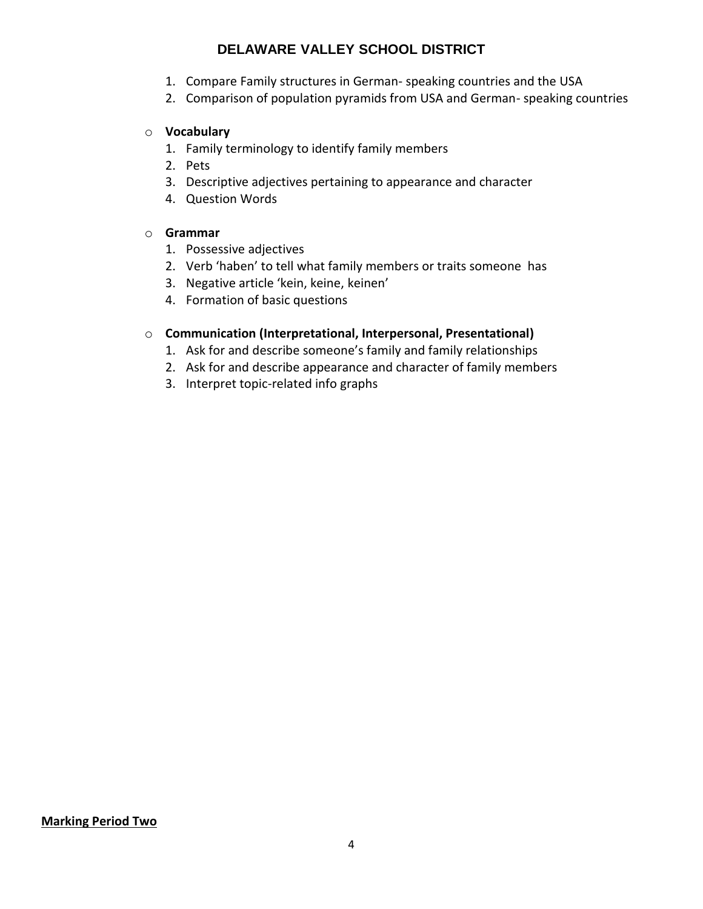1. Compare Family structures in German- speaking countries and the USA
2. Comparison of population pyramids from USA and German- speaking countries

- **Vocabulary**
  1. Family terminology to identify family members
  2. Pets
  3. Descriptive adjectives pertaining to appearance and character
  4. Question Words

- **Grammar**
  1. Possessive adjectives
  2. Verb 'haben' to tell what family members or traits someone has
  3. Negative article 'kein, keine, keinen'
  4. Formation of basic questions

- **Communication (Interpretational, Interpersonal, Presentational)**
  1. Ask for and describe someone's family and family relationships
  2. Ask for and describe appearance and character of family members
  3. Interpret topic-related info graphs

**<u>Marking Period Two</u>**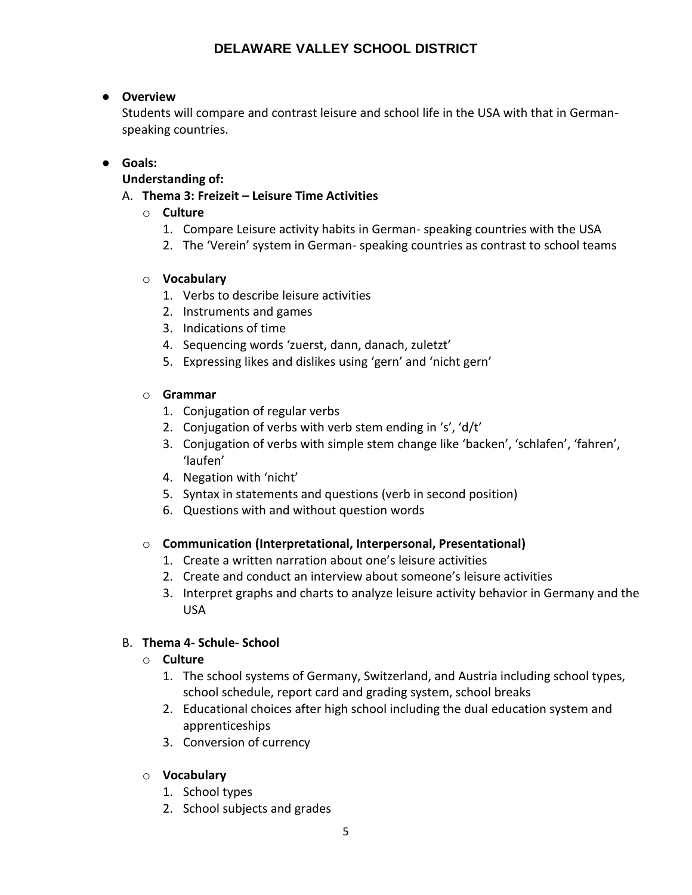- **Overview**
  Students will compare and contrast leisure and school life in the USA with that in German-speaking countries.

- **Goals:**
  **Understanding of:**

  A. **Thema 3: Freizeit – Leisure Time Activities**
  - **Culture**
    1. Compare Leisure activity habits in German- speaking countries with the USA
    2. The 'Verein' system in German- speaking countries as contrast to school teams

  - **Vocabulary**
    1. Verbs to describe leisure activities
    2. Instruments and games
    3. Indications of time
    4. Sequencing words 'zuerst, dann, danach, zuletzt'
    5. Expressing likes and dislikes using 'gern' and 'nicht gern'

  - **Grammar**
    1. Conjugation of regular verbs
    2. Conjugation of verbs with verb stem ending in 's', 'd/t'
    3. Conjugation of verbs with simple stem change like 'backen', 'schlafen', 'fahren', 'laufen'
    4. Negation with 'nicht'
    5. Syntax in statements and questions (verb in second position)
    6. Questions with and without question words

  - **Communication (Interpretational, Interpersonal, Presentational)**
    1. Create a written narration about one's leisure activities
    2. Create and conduct an interview about someone's leisure activities
    3. Interpret graphs and charts to analyze leisure activity behavior in Germany and the USA

  B. **Thema 4- Schule- School**
  - **Culture**
    1. The school systems of Germany, Switzerland, and Austria including school types, school schedule, report card and grading system, school breaks
    2. Educational choices after high school including the dual education system and apprenticeships
    3. Conversion of currency

  - **Vocabulary**
    1. School types
    2. School subjects and grades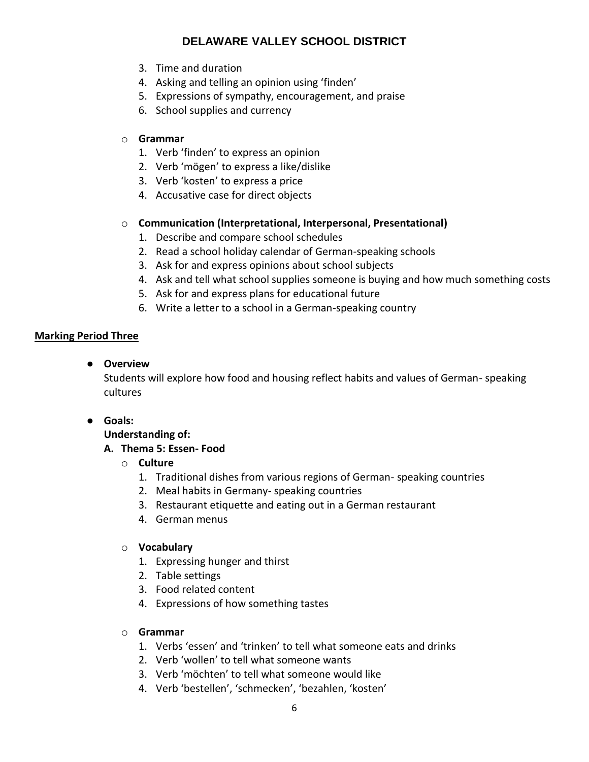3. Time and duration
4. Asking and telling an opinion using 'finden'
5. Expressions of sympathy, encouragement, and praise
6. School supplies and currency

- **Grammar**
  1. Verb 'finden' to express an opinion
  2. Verb 'mögen' to express a like/dislike
  3. Verb 'kosten' to express a price
  4. Accusative case for direct objects

- **Communication (Interpretational, Interpersonal, Presentational)**
  1. Describe and compare school schedules
  2. Read a school holiday calendar of German-speaking schools
  3. Ask for and express opinions about school subjects
  4. Ask and tell what school supplies someone is buying and how much something costs
  5. Ask for and express plans for educational future
  6. Write a letter to a school in a German-speaking country

<u>**Marking Period Three**</u>

- **Overview**
  Students will explore how food and housing reflect habits and values of German- speaking cultures

- **Goals:**
  **Understanding of:**
  **A. Thema 5: Essen- Food**
  - **Culture**
    1. Traditional dishes from various regions of German- speaking countries
    2. Meal habits in Germany- speaking countries
    3. Restaurant etiquette and eating out in a German restaurant
    4. German menus

  - **Vocabulary**
    1. Expressing hunger and thirst
    2. Table settings
    3. Food related content
    4. Expressions of how something tastes

  - **Grammar**
    1. Verbs 'essen' and 'trinken' to tell what someone eats and drinks
    2. Verb 'wollen' to tell what someone wants
    3. Verb 'möchten' to tell what someone would like
    4. Verb 'bestellen', 'schmecken', 'bezahlen, 'kosten'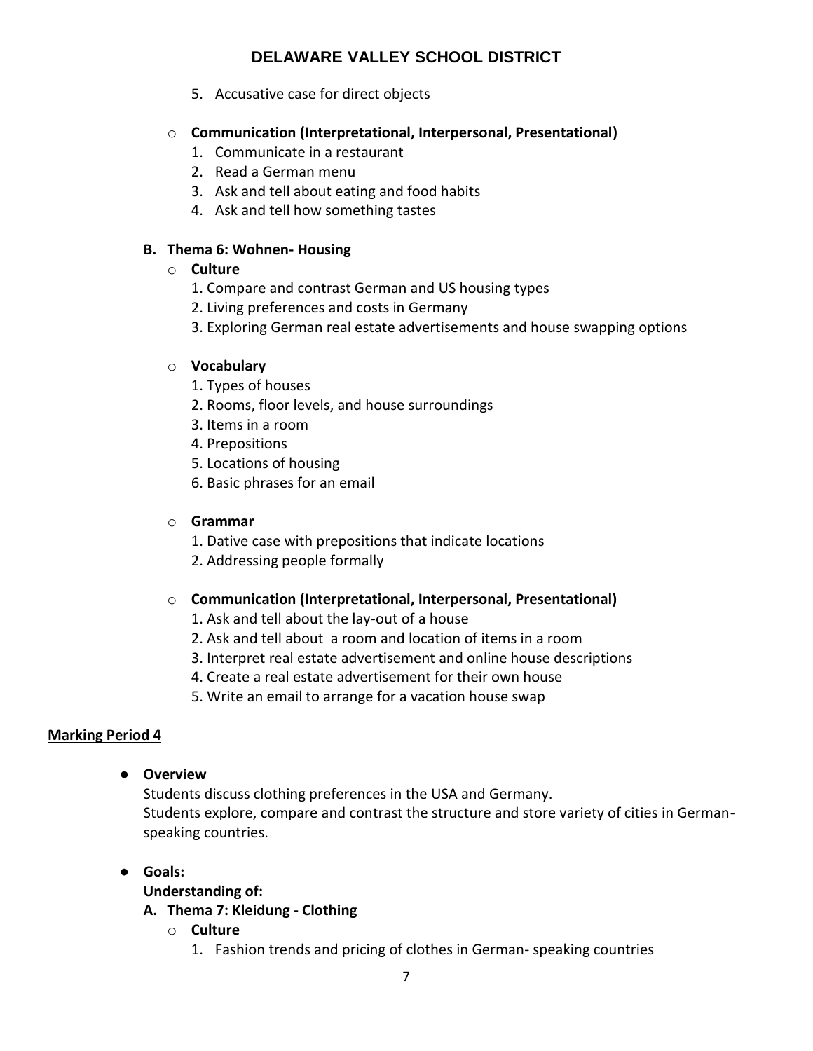5. Accusative case for direct objects

- **Communication (Interpretational, Interpersonal, Presentational)**
  1. Communicate in a restaurant
  2. Read a German menu
  3. Ask and tell about eating and food habits
  4. Ask and tell how something tastes

**B. Thema 6: Wohnen- Housing**

- **Culture**
  1. Compare and contrast German and US housing types
  2. Living preferences and costs in Germany
  3. Exploring German real estate advertisements and house swapping options

- **Vocabulary**
  1. Types of houses
  2. Rooms, floor levels, and house surroundings
  3. Items in a room
  4. Prepositions
  5. Locations of housing
  6. Basic phrases for an email

- **Grammar**
  1. Dative case with prepositions that indicate locations
  2. Addressing people formally

- **Communication (Interpretational, Interpersonal, Presentational)**
  1. Ask and tell about the lay-out of a house
  2. Ask and tell about a room and location of items in a room
  3. Interpret real estate advertisement and online house descriptions
  4. Create a real estate advertisement for their own house
  5. Write an email to arrange for a vacation house swap

**Marking Period 4**

- **Overview**

  Students discuss clothing preferences in the USA and Germany.
  Students explore, compare and contrast the structure and store variety of cities in German-speaking countries.

- **Goals:**

  **Understanding of:**

  **A. Thema 7: Kleidung - Clothing**

  - **Culture**
    1. Fashion trends and pricing of clothes in German- speaking countries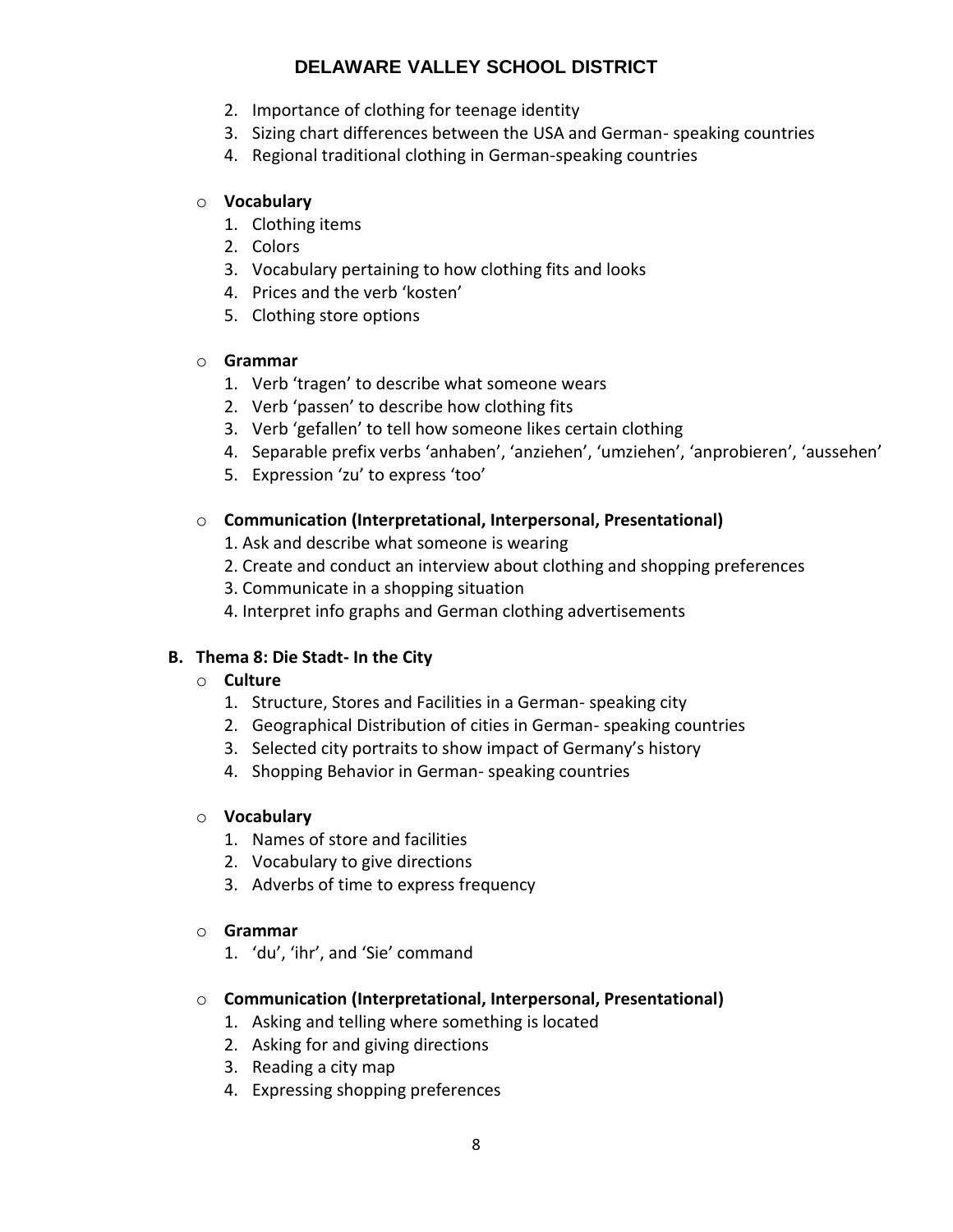2. Importance of clothing for teenage identity
3. Sizing chart differences between the USA and German- speaking countries
4. Regional traditional clothing in German-speaking countries

- **Vocabulary**
  1. Clothing items
  2. Colors
  3. Vocabulary pertaining to how clothing fits and looks
  4. Prices and the verb 'kosten'
  5. Clothing store options

- **Grammar**
  1. Verb 'tragen' to describe what someone wears
  2. Verb 'passen' to describe how clothing fits
  3. Verb 'gefallen' to tell how someone likes certain clothing
  4. Separable prefix verbs 'anhaben', 'anziehen', 'umziehen', 'anprobieren', 'aussehen'
  5. Expression 'zu' to express 'too'

- **Communication (Interpretational, Interpersonal, Presentational)**
  1. Ask and describe what someone is wearing
  2. Create and conduct an interview about clothing and shopping preferences
  3. Communicate in a shopping situation
  4. Interpret info graphs and German clothing advertisements

**B. Thema 8: Die Stadt- In the City**

- **Culture**
  1. Structure, Stores and Facilities in a German- speaking city
  2. Geographical Distribution of cities in German- speaking countries
  3. Selected city portraits to show impact of Germany's history
  4. Shopping Behavior in German- speaking countries

- **Vocabulary**
  1. Names of store and facilities
  2. Vocabulary to give directions
  3. Adverbs of time to express frequency

- **Grammar**
  1. 'du', 'ihr', and 'Sie' command

- **Communication (Interpretational, Interpersonal, Presentational)**
  1. Asking and telling where something is located
  2. Asking for and giving directions
  3. Reading a city map
  4. Expressing shopping preferences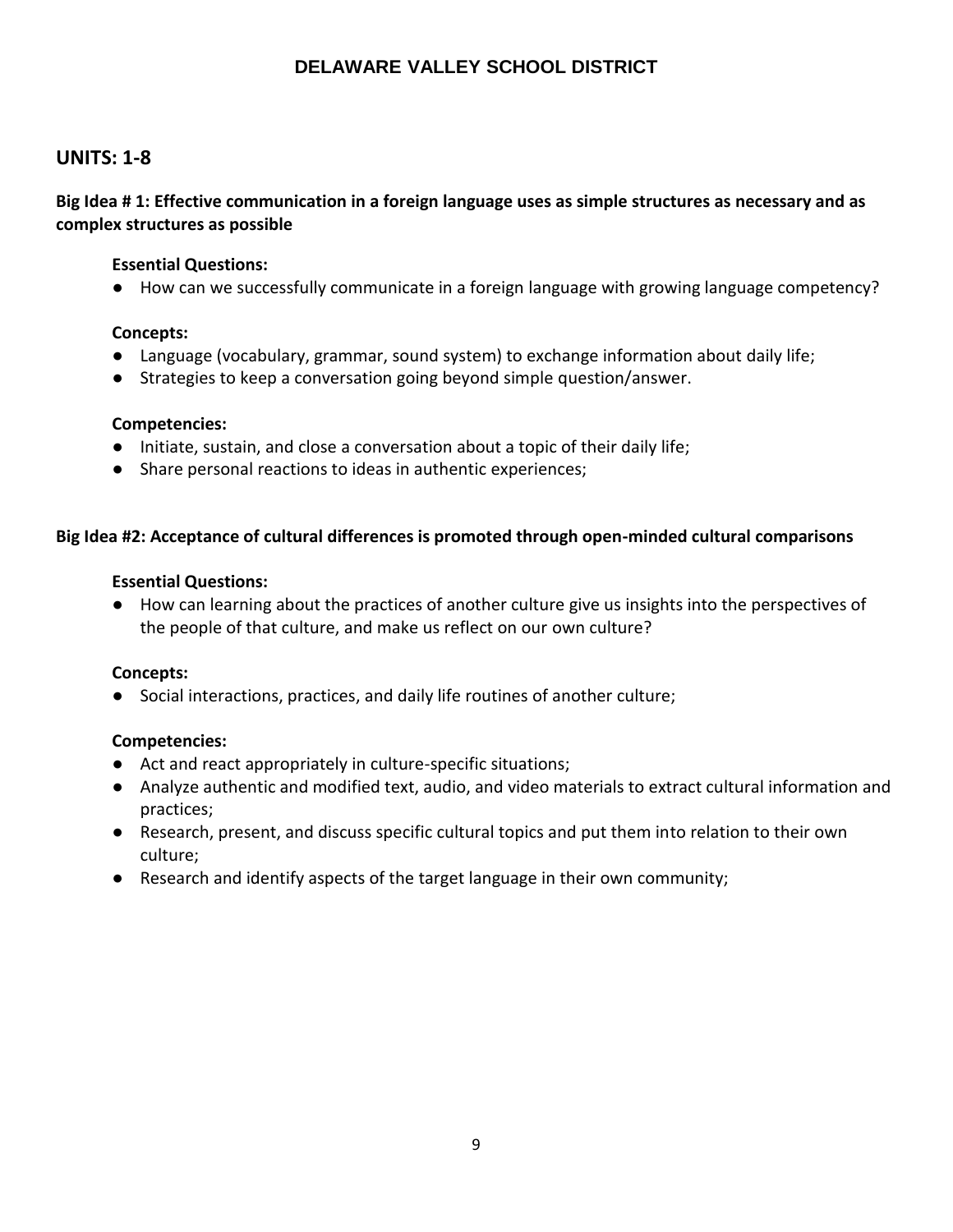# DELAWARE VALLEY SCHOOL DISTRICT

## UNITS: 1-8

**Big Idea # 1: Effective communication in a foreign language uses as simple structures as necessary and as complex structures as possible**

**Essential Questions:**

- How can we successfully communicate in a foreign language with growing language competency?

**Concepts:**

- Language (vocabulary, grammar, sound system) to exchange information about daily life;
- Strategies to keep a conversation going beyond simple question/answer.

**Competencies:**

- Initiate, sustain, and close a conversation about a topic of their daily life;
- Share personal reactions to ideas in authentic experiences;

**Big Idea #2: Acceptance of cultural differences is promoted through open-minded cultural comparisons**

**Essential Questions:**

- How can learning about the practices of another culture give us insights into the perspectives of the people of that culture, and make us reflect on our own culture?

**Concepts:**

- Social interactions, practices, and daily life routines of another culture;

**Competencies:**

- Act and react appropriately in culture-specific situations;
- Analyze authentic and modified text, audio, and video materials to extract cultural information and practices;
- Research, present, and discuss specific cultural topics and put them into relation to their own culture;
- Research and identify aspects of the target language in their own community;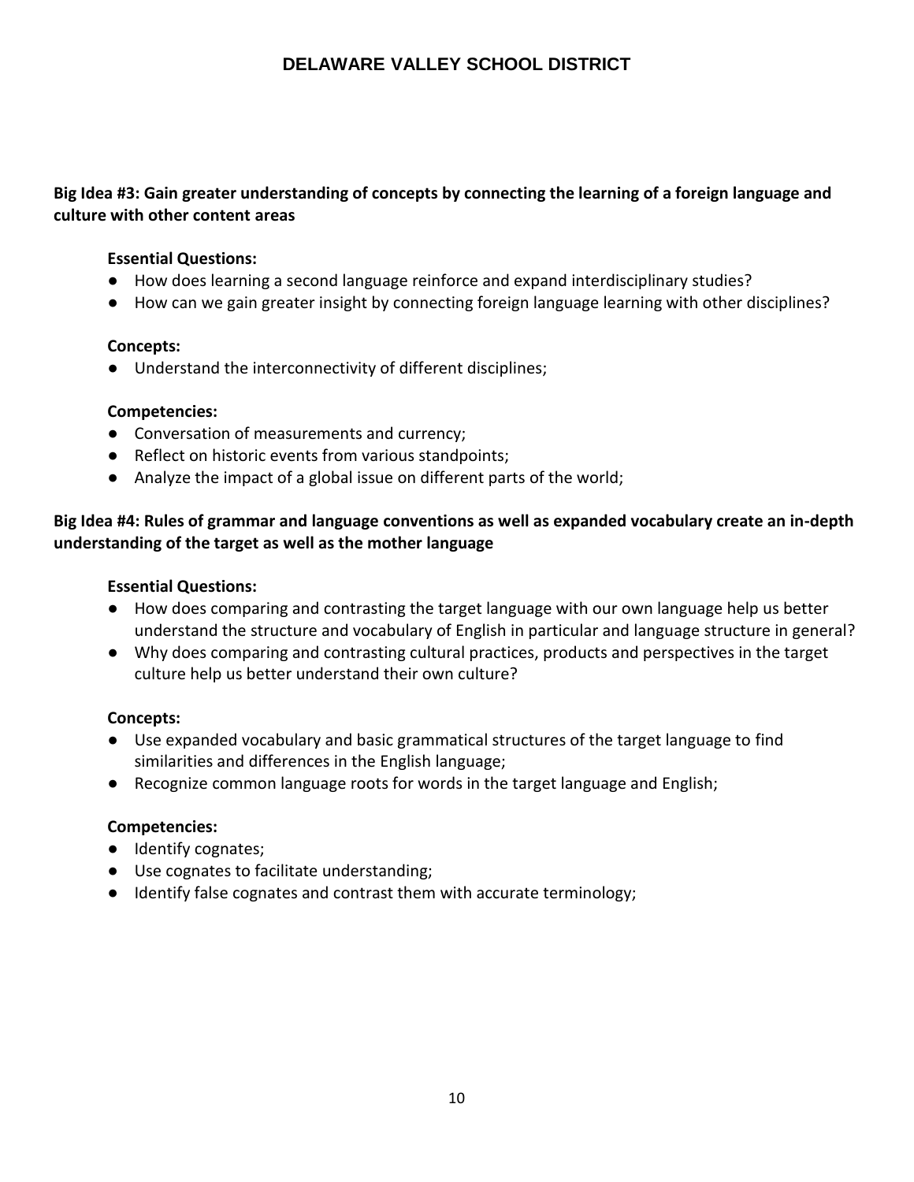**Big Idea #3: Gain greater understanding of concepts by connecting the learning of a foreign language and culture with other content areas**

**Essential Questions:**

- How does learning a second language reinforce and expand interdisciplinary studies?
- How can we gain greater insight by connecting foreign language learning with other disciplines?

**Concepts:**

- Understand the interconnectivity of different disciplines;

**Competencies:**

- Conversation of measurements and currency;
- Reflect on historic events from various standpoints;
- Analyze the impact of a global issue on different parts of the world;

**Big Idea #4: Rules of grammar and language conventions as well as expanded vocabulary create an in-depth understanding of the target as well as the mother language**

**Essential Questions:**

- How does comparing and contrasting the target language with our own language help us better understand the structure and vocabulary of English in particular and language structure in general?
- Why does comparing and contrasting cultural practices, products and perspectives in the target culture help us better understand their own culture?

**Concepts:**

- Use expanded vocabulary and basic grammatical structures of the target language to find similarities and differences in the English language;
- Recognize common language roots for words in the target language and English;

**Competencies:**

- Identify cognates;
- Use cognates to facilitate understanding;
- Identify false cognates and contrast them with accurate terminology;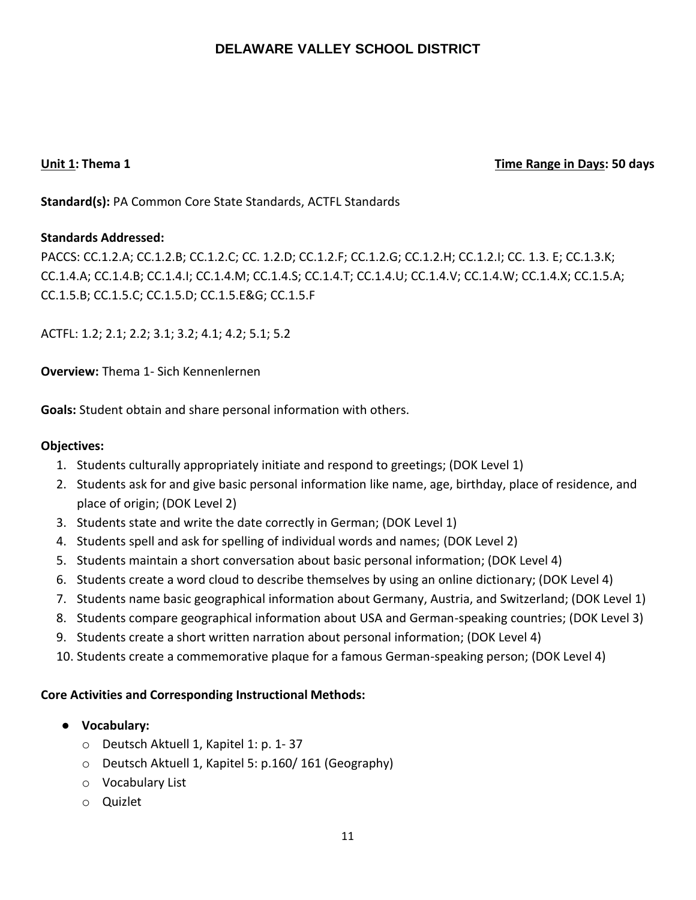# DELAWARE VALLEY SCHOOL DISTRICT

**Unit 1: Thema 1** **Time Range in Days: 50 days**

**Standard(s):** PA Common Core State Standards, ACTFL Standards

**Standards Addressed:**
PACCS: CC.1.2.A; CC.1.2.B; CC.1.2.C; CC. 1.2.D; CC.1.2.F; CC.1.2.G; CC.1.2.H; CC.1.2.I; CC. 1.3. E; CC.1.3.K; CC.1.4.A; CC.1.4.B; CC.1.4.I; CC.1.4.M; CC.1.4.S; CC.1.4.T; CC.1.4.U; CC.1.4.V; CC.1.4.W; CC.1.4.X; CC.1.5.A; CC.1.5.B; CC.1.5.C; CC.1.5.D; CC.1.5.E&G; CC.1.5.F

ACTFL: 1.2; 2.1; 2.2; 3.1; 3.2; 4.1; 4.2; 5.1; 5.2

**Overview:** Thema 1- Sich Kennenlernen

**Goals:** Student obtain and share personal information with others.

**Objectives:**

1. Students culturally appropriately initiate and respond to greetings; (DOK Level 1)
2. Students ask for and give basic personal information like name, age, birthday, place of residence, and place of origin; (DOK Level 2)
3. Students state and write the date correctly in German; (DOK Level 1)
4. Students spell and ask for spelling of individual words and names; (DOK Level 2)
5. Students maintain a short conversation about basic personal information; (DOK Level 4)
6. Students create a word cloud to describe themselves by using an online dictionary; (DOK Level 4)
7. Students name basic geographical information about Germany, Austria, and Switzerland; (DOK Level 1)
8. Students compare geographical information about USA and German-speaking countries; (DOK Level 3)
9. Students create a short written narration about personal information; (DOK Level 4)
10. Students create a commemorative plaque for a famous German-speaking person; (DOK Level 4)

**Core Activities and Corresponding Instructional Methods:**

- **Vocabulary:**
  - Deutsch Aktuell 1, Kapitel 1: p. 1- 37
  - Deutsch Aktuell 1, Kapitel 5: p.160/ 161 (Geography)
  - Vocabulary List
  - Quizlet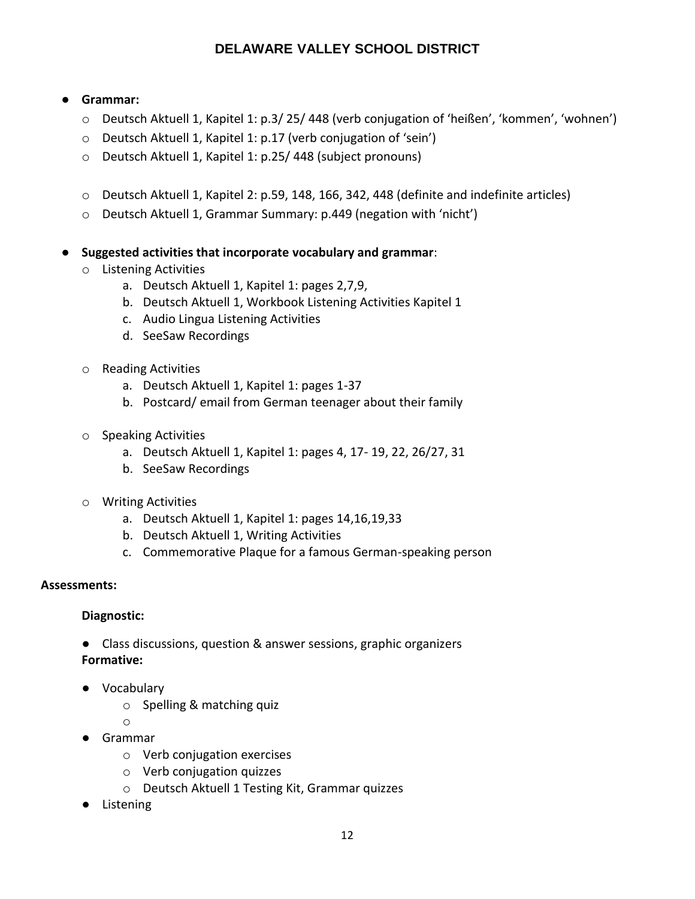- **Grammar:**
    - Deutsch Aktuell 1, Kapitel 1: p.3/ 25/ 448 (verb conjugation of 'heißen', 'kommen', 'wohnen')
    - Deutsch Aktuell 1, Kapitel 1: p.17 (verb conjugation of 'sein')
    - Deutsch Aktuell 1, Kapitel 1: p.25/ 448 (subject pronouns)

    - Deutsch Aktuell 1, Kapitel 2: p.59, 148, 166, 342, 448 (definite and indefinite articles)
    - Deutsch Aktuell 1, Grammar Summary: p.449 (negation with 'nicht')

- **Suggested activities that incorporate vocabulary and grammar**:
    - Listening Activities
        a. Deutsch Aktuell 1, Kapitel 1: pages 2,7,9,
        b. Deutsch Aktuell 1, Workbook Listening Activities Kapitel 1
        c. Audio Lingua Listening Activities
        d. SeeSaw Recordings

    - Reading Activities
        a. Deutsch Aktuell 1, Kapitel 1: pages 1-37
        b. Postcard/ email from German teenager about their family

    - Speaking Activities
        a. Deutsch Aktuell 1, Kapitel 1: pages 4, 17- 19, 22, 26/27, 31
        b. SeeSaw Recordings

    - Writing Activities
        a. Deutsch Aktuell 1, Kapitel 1: pages 14,16,19,33
        b. Deutsch Aktuell 1, Writing Activities
        c. Commemorative Plaque for a famous German-speaking person

**Assessments:**

**Diagnostic:**

- Class discussions, question & answer sessions, graphic organizers

**Formative:**

- Vocabulary
    - Spelling & matching quiz
    - 
- Grammar
    - Verb conjugation exercises
    - Verb conjugation quizzes
    - Deutsch Aktuell 1 Testing Kit, Grammar quizzes
- Listening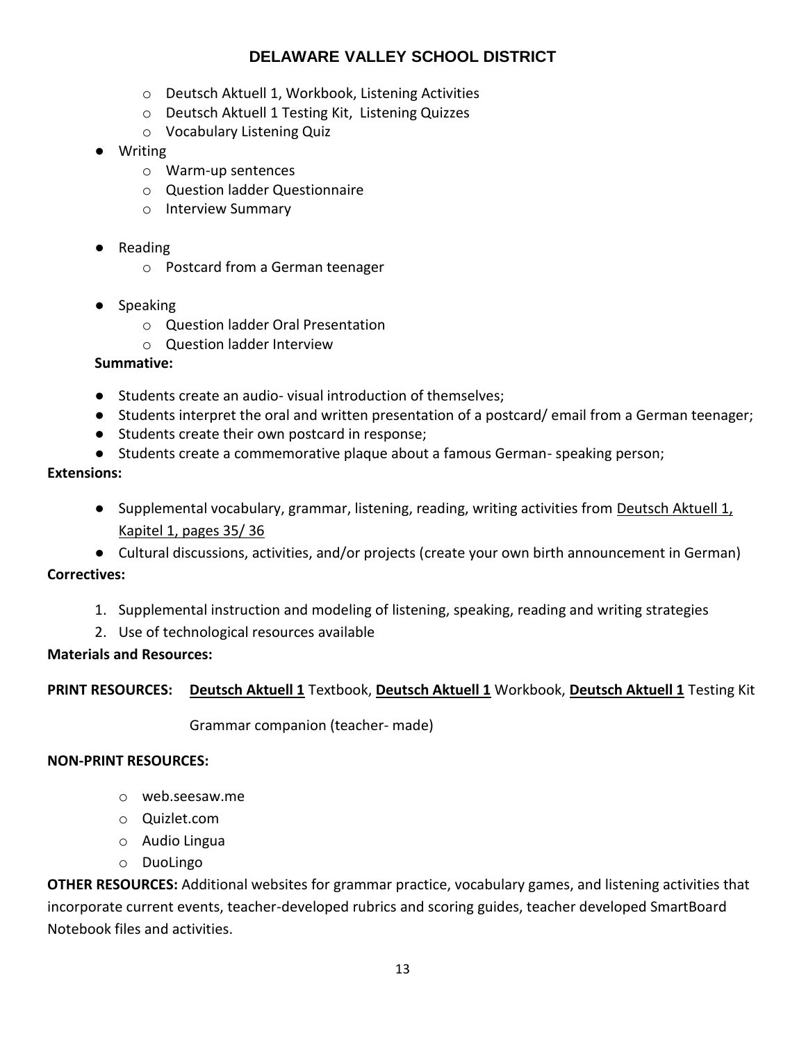- Deutsch Aktuell 1, Workbook, Listening Activities
- Deutsch Aktuell 1 Testing Kit, Listening Quizzes
- Vocabulary Listening Quiz

- Writing
  - Warm-up sentences
  - Question ladder Questionnaire
  - Interview Summary

- Reading
  - Postcard from a German teenager

- Speaking
  - Question ladder Oral Presentation
  - Question ladder Interview

**Summative:**

- Students create an audio- visual introduction of themselves;
- Students interpret the oral and written presentation of a postcard/ email from a German teenager;
- Students create their own postcard in response;
- Students create a commemorative plaque about a famous German- speaking person;

**Extensions:**

- Supplemental vocabulary, grammar, listening, reading, writing activities from Deutsch Aktuell 1, Kapitel 1, pages 35/ 36
- Cultural discussions, activities, and/or projects (create your own birth announcement in German)

**Correctives:**

1. Supplemental instruction and modeling of listening, speaking, reading and writing strategies
2. Use of technological resources available

**Materials and Resources:**

**PRINT RESOURCES:** **Deutsch Aktuell 1** Textbook, **Deutsch Aktuell 1** Workbook, **Deutsch Aktuell 1** Testing Kit

Grammar companion (teacher- made)

**NON-PRINT RESOURCES:**

- web.seesaw.me
- Quizlet.com
- Audio Lingua
- DuoLingo

**OTHER RESOURCES:** Additional websites for grammar practice, vocabulary games, and listening activities that incorporate current events, teacher-developed rubrics and scoring guides, teacher developed SmartBoard Notebook files and activities.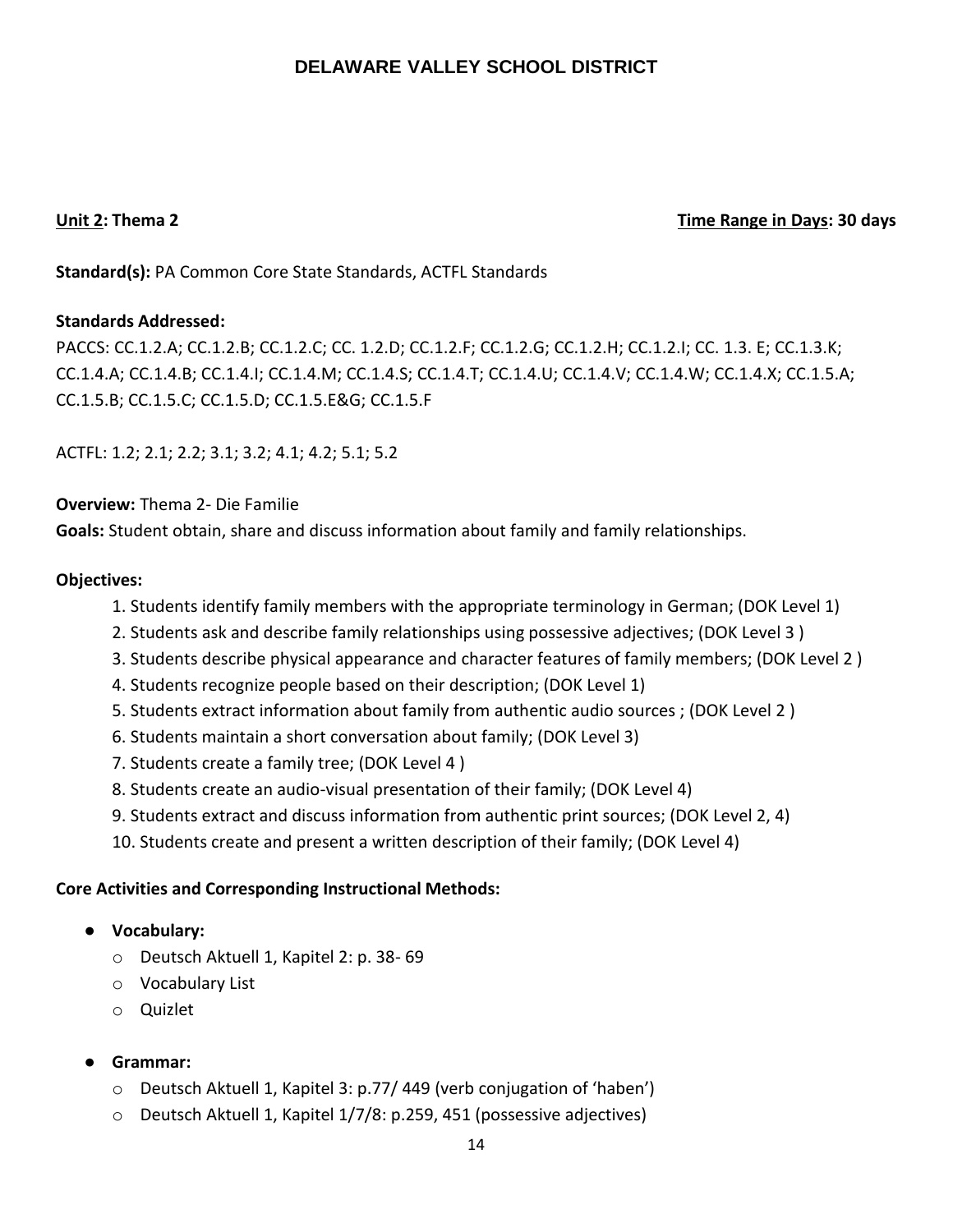# DELAWARE VALLEY SCHOOL DISTRICT

**Unit 2: Thema 2** **Time Range in Days: 30 days**

**Standard(s):** PA Common Core State Standards, ACTFL Standards

**Standards Addressed:**
PACCS: CC.1.2.A; CC.1.2.B; CC.1.2.C; CC. 1.2.D; CC.1.2.F; CC.1.2.G; CC.1.2.H; CC.1.2.I; CC. 1.3. E; CC.1.3.K; CC.1.4.A; CC.1.4.B; CC.1.4.I; CC.1.4.M; CC.1.4.S; CC.1.4.T; CC.1.4.U; CC.1.4.V; CC.1.4.W; CC.1.4.X; CC.1.5.A; CC.1.5.B; CC.1.5.C; CC.1.5.D; CC.1.5.E&G; CC.1.5.F

ACTFL: 1.2; 2.1; 2.2; 3.1; 3.2; 4.1; 4.2; 5.1; 5.2

**Overview:** Thema 2- Die Familie
**Goals:** Student obtain, share and discuss information about family and family relationships.

**Objectives:**

1. Students identify family members with the appropriate terminology in German; (DOK Level 1)
2. Students ask and describe family relationships using possessive adjectives; (DOK Level 3 )
3. Students describe physical appearance and character features of family members; (DOK Level 2 )
4. Students recognize people based on their description; (DOK Level 1)
5. Students extract information about family from authentic audio sources ; (DOK Level 2 )
6. Students maintain a short conversation about family; (DOK Level 3)
7. Students create a family tree; (DOK Level 4 )
8. Students create an audio-visual presentation of their family; (DOK Level 4)
9. Students extract and discuss information from authentic print sources; (DOK Level 2, 4)
10. Students create and present a written description of their family; (DOK Level 4)

**Core Activities and Corresponding Instructional Methods:**

- **Vocabulary:**
  - Deutsch Aktuell 1, Kapitel 2: p. 38- 69
  - Vocabulary List
  - Quizlet
- **Grammar:**
  - Deutsch Aktuell 1, Kapitel 3: p.77/ 449 (verb conjugation of 'haben')
  - Deutsch Aktuell 1, Kapitel 1/7/8: p.259, 451 (possessive adjectives)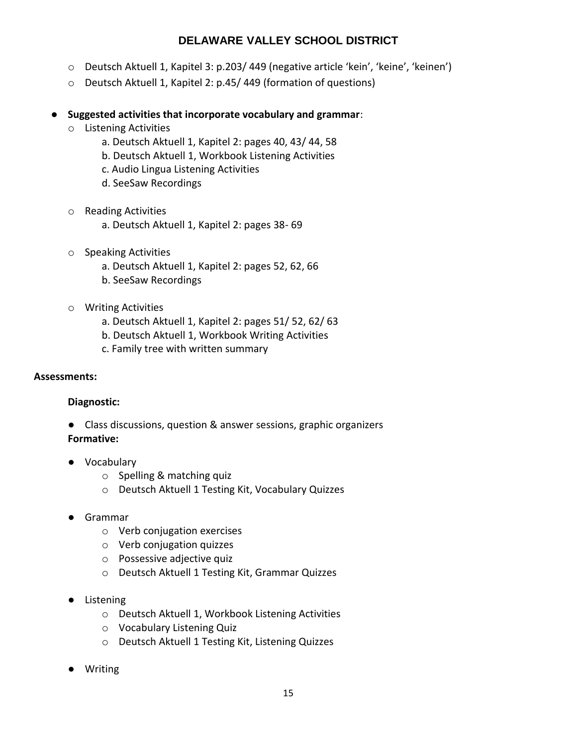- Deutsch Aktuell 1, Kapitel 3: p.203/ 449 (negative article 'kein', 'keine', 'keinen')
- Deutsch Aktuell 1, Kapitel 2: p.45/ 449 (formation of questions)

- **Suggested activities that incorporate vocabulary and grammar**:
  - Listening Activities
    - a. Deutsch Aktuell 1, Kapitel 2: pages 40, 43/ 44, 58
    - b. Deutsch Aktuell 1, Workbook Listening Activities
    - c. Audio Lingua Listening Activities
    - d. SeeSaw Recordings
  - Reading Activities
    - a. Deutsch Aktuell 1, Kapitel 2: pages 38- 69
  - Speaking Activities
    - a. Deutsch Aktuell 1, Kapitel 2: pages 52, 62, 66
    - b. SeeSaw Recordings
  - Writing Activities
    - a. Deutsch Aktuell 1, Kapitel 2: pages 51/ 52, 62/ 63
    - b. Deutsch Aktuell 1, Workbook Writing Activities
    - c. Family tree with written summary

**Assessments:**

**Diagnostic:**

- Class discussions, question & answer sessions, graphic organizers

**Formative:**

- Vocabulary
  - Spelling & matching quiz
  - Deutsch Aktuell 1 Testing Kit, Vocabulary Quizzes
- Grammar
  - Verb conjugation exercises
  - Verb conjugation quizzes
  - Possessive adjective quiz
  - Deutsch Aktuell 1 Testing Kit, Grammar Quizzes
- Listening
  - Deutsch Aktuell 1, Workbook Listening Activities
  - Vocabulary Listening Quiz
  - Deutsch Aktuell 1 Testing Kit, Listening Quizzes
- Writing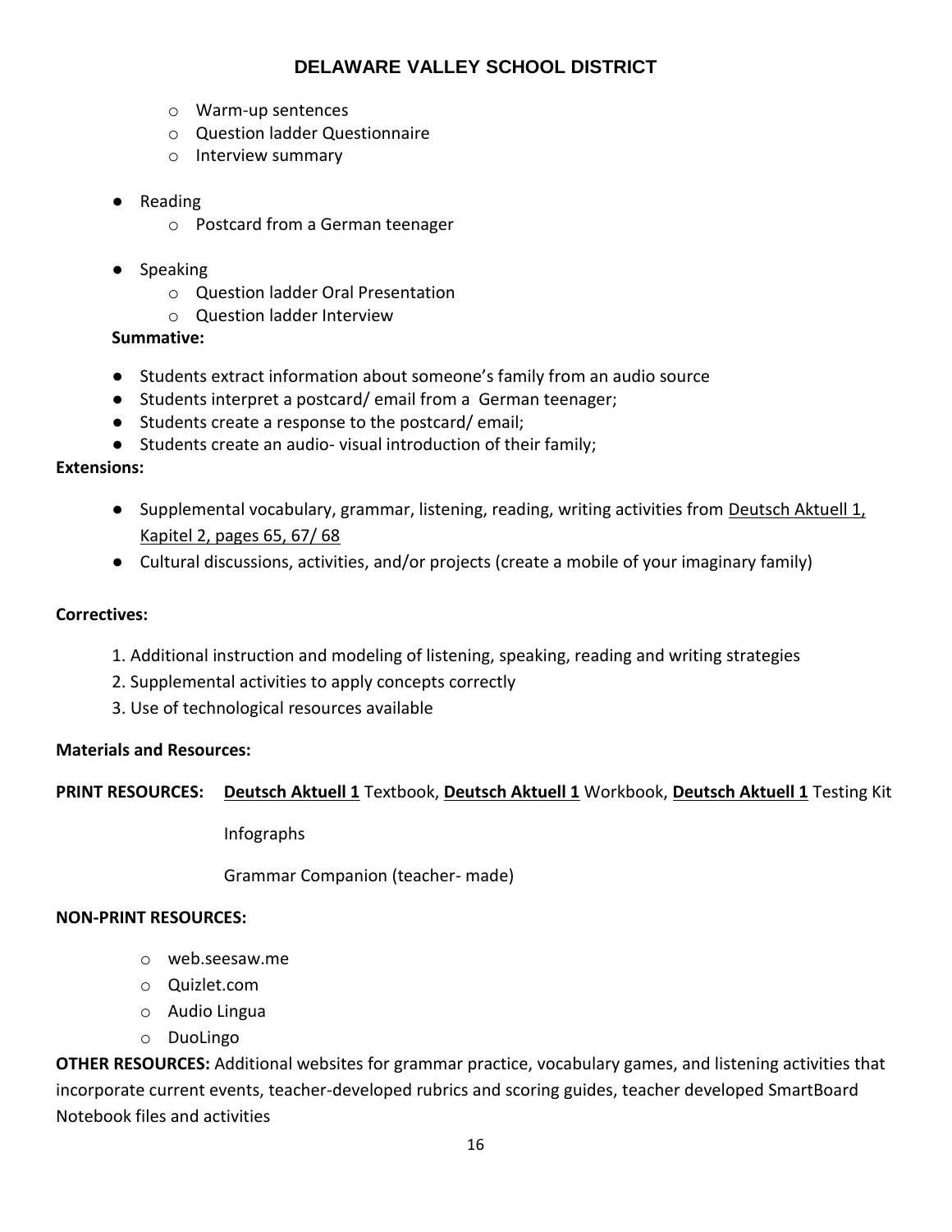- Warm-up sentences
- Question ladder Questionnaire
- Interview summary

- Reading
  - Postcard from a German teenager

- Speaking
  - Question ladder Oral Presentation
  - Question ladder Interview

**Summative:**

- Students extract information about someone's family from an audio source
- Students interpret a postcard/ email from a German teenager;
- Students create a response to the postcard/ email;
- Students create an audio- visual introduction of their family;

**Extensions:**

- Supplemental vocabulary, grammar, listening, reading, writing activities from Deutsch Aktuell 1, Kapitel 2, pages 65, 67/ 68
- Cultural discussions, activities, and/or projects (create a mobile of your imaginary family)

**Correctives:**

1. Additional instruction and modeling of listening, speaking, reading and writing strategies
2. Supplemental activities to apply concepts correctly
3. Use of technological resources available

**Materials and Resources:**

**PRINT RESOURCES:** **Deutsch Aktuell 1** Textbook, **Deutsch Aktuell 1** Workbook, **Deutsch Aktuell 1** Testing Kit

Infographs

Grammar Companion (teacher- made)

**NON-PRINT RESOURCES:**

- web.seesaw.me
- Quizlet.com
- Audio Lingua
- DuoLingo

**OTHER RESOURCES:** Additional websites for grammar practice, vocabulary games, and listening activities that incorporate current events, teacher-developed rubrics and scoring guides, teacher developed SmartBoard Notebook files and activities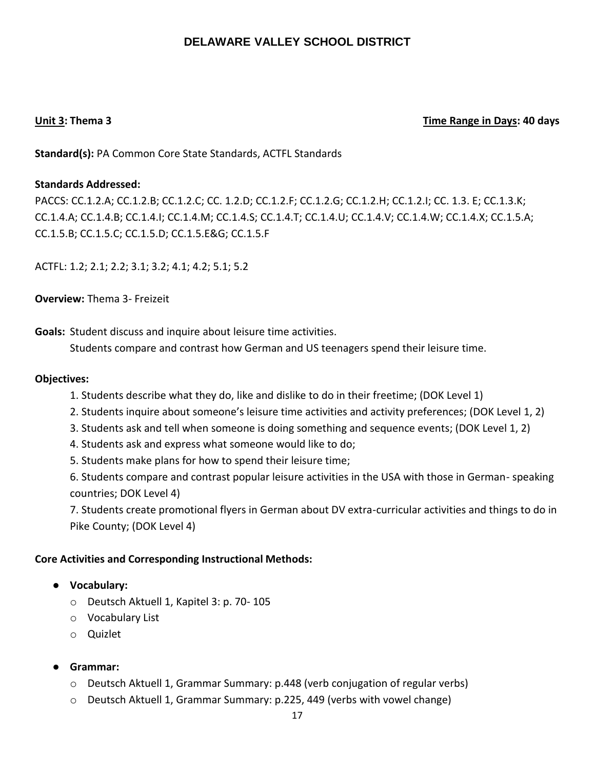# DELAWARE VALLEY SCHOOL DISTRICT

**Unit 3: Thema 3** **Time Range in Days: 40 days**

**Standard(s):** PA Common Core State Standards, ACTFL Standards

**Standards Addressed:**
PACCS: CC.1.2.A; CC.1.2.B; CC.1.2.C; CC. 1.2.D; CC.1.2.F; CC.1.2.G; CC.1.2.H; CC.1.2.I; CC. 1.3. E; CC.1.3.K; CC.1.4.A; CC.1.4.B; CC.1.4.I; CC.1.4.M; CC.1.4.S; CC.1.4.T; CC.1.4.U; CC.1.4.V; CC.1.4.W; CC.1.4.X; CC.1.5.A; CC.1.5.B; CC.1.5.C; CC.1.5.D; CC.1.5.E&G; CC.1.5.F

ACTFL: 1.2; 2.1; 2.2; 3.1; 3.2; 4.1; 4.2; 5.1; 5.2

**Overview:** Thema 3- Freizeit

**Goals:** Student discuss and inquire about leisure time activities.
Students compare and contrast how German and US teenagers spend their leisure time.

**Objectives:**

1. Students describe what they do, like and dislike to do in their freetime; (DOK Level 1)
2. Students inquire about someone's leisure time activities and activity preferences; (DOK Level 1, 2)
3. Students ask and tell when someone is doing something and sequence events; (DOK Level 1, 2)
4. Students ask and express what someone would like to do;
5. Students make plans for how to spend their leisure time;
6. Students compare and contrast popular leisure activities in the USA with those in German- speaking countries; DOK Level 4)
7. Students create promotional flyers in German about DV extra-curricular activities and things to do in Pike County; (DOK Level 4)

**Core Activities and Corresponding Instructional Methods:**

- **Vocabulary:**
  - Deutsch Aktuell 1, Kapitel 3: p. 70- 105
  - Vocabulary List
  - Quizlet

- **Grammar:**
  - Deutsch Aktuell 1, Grammar Summary: p.448 (verb conjugation of regular verbs)
  - Deutsch Aktuell 1, Grammar Summary: p.225, 449 (verbs with vowel change)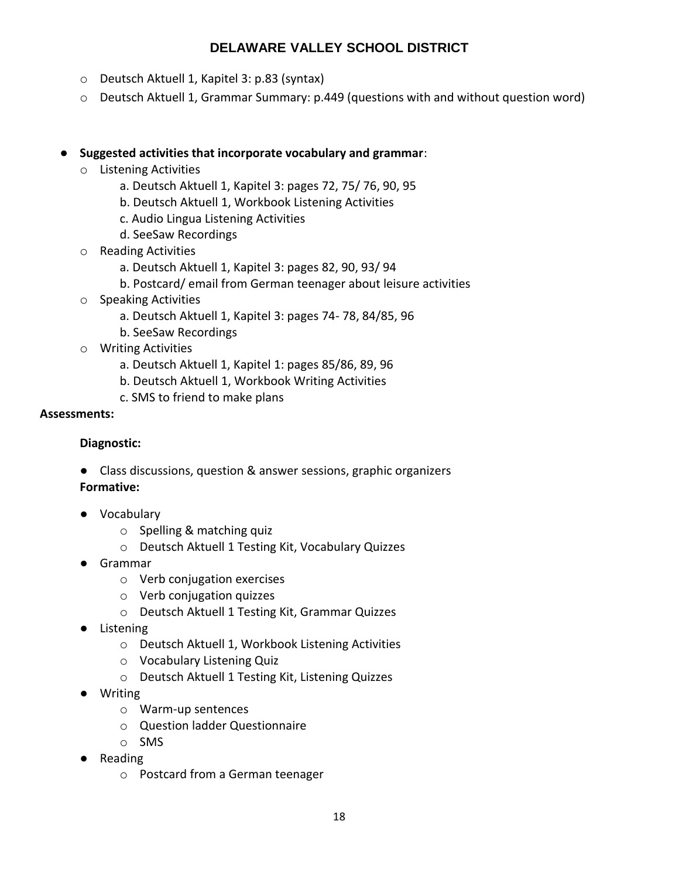- Deutsch Aktuell 1, Kapitel 3: p.83 (syntax)
- Deutsch Aktuell 1, Grammar Summary: p.449 (questions with and without question word)

- **Suggested activities that incorporate vocabulary and grammar**:
  - Listening Activities
    - a. Deutsch Aktuell 1, Kapitel 3: pages 72, 75/ 76, 90, 95
    - b. Deutsch Aktuell 1, Workbook Listening Activities
    - c. Audio Lingua Listening Activities
    - d. SeeSaw Recordings
  - Reading Activities
    - a. Deutsch Aktuell 1, Kapitel 3: pages 82, 90, 93/ 94
    - b. Postcard/ email from German teenager about leisure activities
  - Speaking Activities
    - a. Deutsch Aktuell 1, Kapitel 3: pages 74- 78, 84/85, 96
    - b. SeeSaw Recordings
  - Writing Activities
    - a. Deutsch Aktuell 1, Kapitel 1: pages 85/86, 89, 96
    - b. Deutsch Aktuell 1, Workbook Writing Activities
    - c. SMS to friend to make plans

**Assessments:**

**Diagnostic:**

- Class discussions, question & answer sessions, graphic organizers

**Formative:**

- Vocabulary
  - Spelling & matching quiz
  - Deutsch Aktuell 1 Testing Kit, Vocabulary Quizzes
- Grammar
  - Verb conjugation exercises
  - Verb conjugation quizzes
  - Deutsch Aktuell 1 Testing Kit, Grammar Quizzes
- Listening
  - Deutsch Aktuell 1, Workbook Listening Activities
  - Vocabulary Listening Quiz
  - Deutsch Aktuell 1 Testing Kit, Listening Quizzes
- Writing
  - Warm-up sentences
  - Question ladder Questionnaire
  - SMS
- Reading
  - Postcard from a German teenager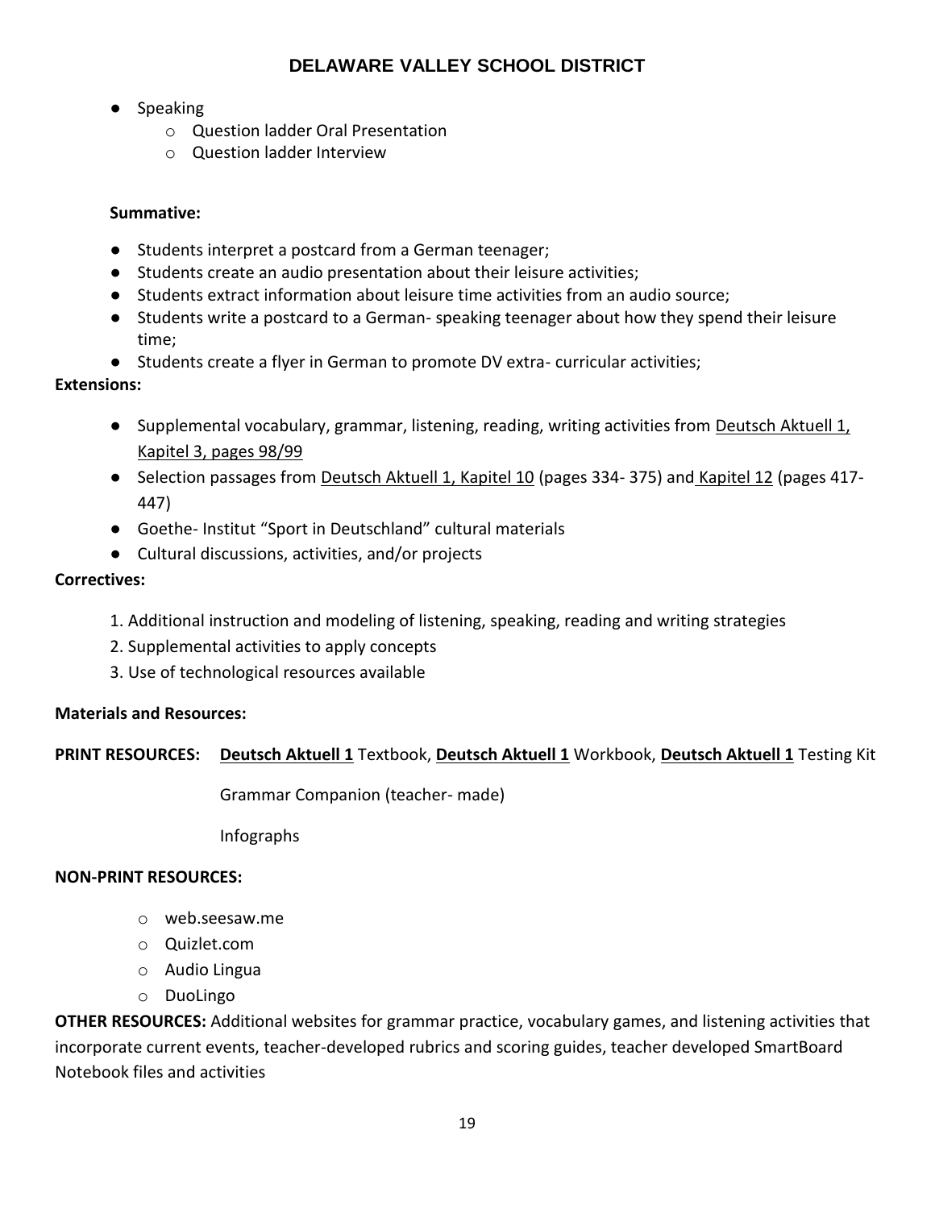- Speaking
  - Question ladder Oral Presentation
  - Question ladder Interview

**Summative:**

- Students interpret a postcard from a German teenager;
- Students create an audio presentation about their leisure activities;
- Students extract information about leisure time activities from an audio source;
- Students write a postcard to a German- speaking teenager about how they spend their leisure time;
- Students create a flyer in German to promote DV extra- curricular activities;

**Extensions:**

- Supplemental vocabulary, grammar, listening, reading, writing activities from Deutsch Aktuell 1, Kapitel 3, pages 98/99
- Selection passages from Deutsch Aktuell 1, Kapitel 10 (pages 334- 375) and Kapitel 12 (pages 417- 447)
- Goethe- Institut "Sport in Deutschland" cultural materials
- Cultural discussions, activities, and/or projects

**Correctives:**

1. Additional instruction and modeling of listening, speaking, reading and writing strategies
2. Supplemental activities to apply concepts
3. Use of technological resources available

**Materials and Resources:**

**PRINT RESOURCES:** **Deutsch Aktuell 1** Textbook, **Deutsch Aktuell 1** Workbook, **Deutsch Aktuell 1** Testing Kit

Grammar Companion (teacher- made)

Infographs

**NON-PRINT RESOURCES:**

- web.seesaw.me
- Quizlet.com
- Audio Lingua
- DuoLingo

**OTHER RESOURCES:** Additional websites for grammar practice, vocabulary games, and listening activities that incorporate current events, teacher-developed rubrics and scoring guides, teacher developed SmartBoard Notebook files and activities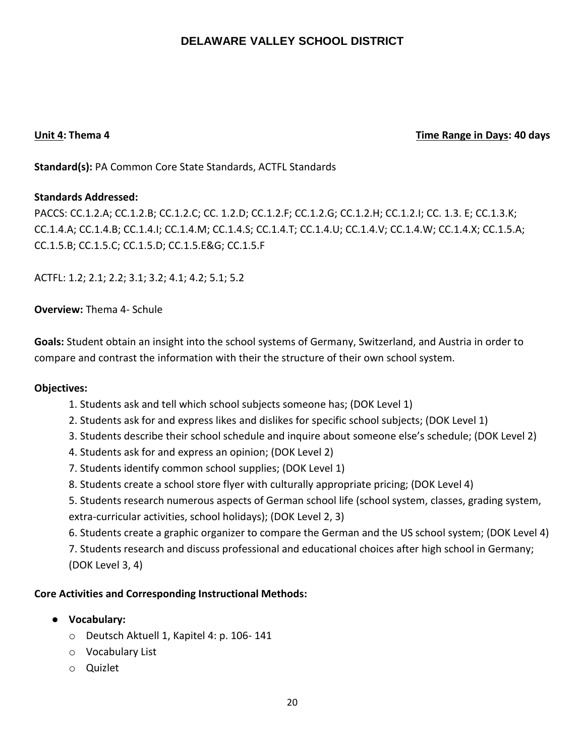**DELAWARE VALLEY SCHOOL DISTRICT**

**Unit 4: Thema 4** **Time Range in Days: 40 days**

**Standard(s):** PA Common Core State Standards, ACTFL Standards

**Standards Addressed:**
PACCS: CC.1.2.A; CC.1.2.B; CC.1.2.C; CC. 1.2.D; CC.1.2.F; CC.1.2.G; CC.1.2.H; CC.1.2.I; CC. 1.3. E; CC.1.3.K; CC.1.4.A; CC.1.4.B; CC.1.4.I; CC.1.4.M; CC.1.4.S; CC.1.4.T; CC.1.4.U; CC.1.4.V; CC.1.4.W; CC.1.4.X; CC.1.5.A; CC.1.5.B; CC.1.5.C; CC.1.5.D; CC.1.5.E&G; CC.1.5.F

ACTFL: 1.2; 2.1; 2.2; 3.1; 3.2; 4.1; 4.2; 5.1; 5.2

**Overview:** Thema 4- Schule

**Goals:** Student obtain an insight into the school systems of Germany, Switzerland, and Austria in order to compare and contrast the information with their the structure of their own school system.

**Objectives:**

1. Students ask and tell which school subjects someone has; (DOK Level 1)
2. Students ask for and express likes and dislikes for specific school subjects; (DOK Level 1)
3. Students describe their school schedule and inquire about someone else's schedule; (DOK Level 2)
4. Students ask for and express an opinion; (DOK Level 2)
7. Students identify common school supplies; (DOK Level 1)
8. Students create a school store flyer with culturally appropriate pricing; (DOK Level 4)
5. Students research numerous aspects of German school life (school system, classes, grading system, extra-curricular activities, school holidays); (DOK Level 2, 3)
6. Students create a graphic organizer to compare the German and the US school system; (DOK Level 4)
7. Students research and discuss professional and educational choices after high school in Germany; (DOK Level 3, 4)

**Core Activities and Corresponding Instructional Methods:**

- **Vocabulary:**
    - Deutsch Aktuell 1, Kapitel 4: p. 106- 141
    - Vocabulary List
    - Quizlet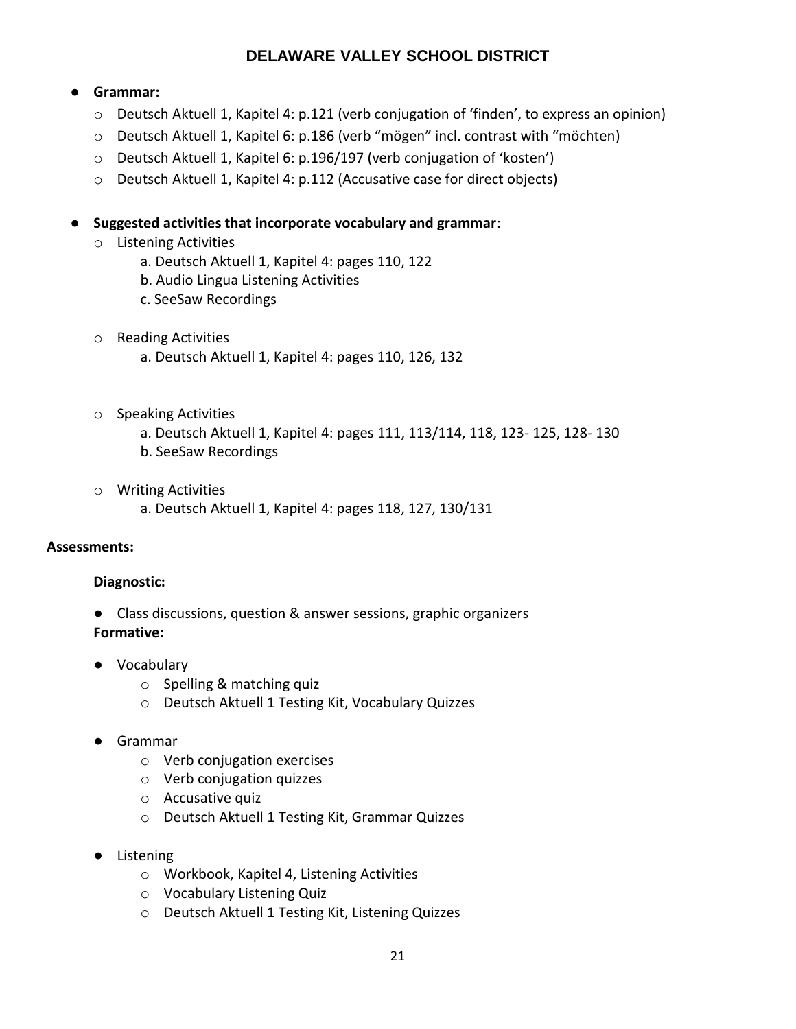- **Grammar:**
  - Deutsch Aktuell 1, Kapitel 4: p.121 (verb conjugation of 'finden', to express an opinion)
  - Deutsch Aktuell 1, Kapitel 6: p.186 (verb "mögen" incl. contrast with "möchten)
  - Deutsch Aktuell 1, Kapitel 6: p.196/197 (verb conjugation of 'kosten')
  - Deutsch Aktuell 1, Kapitel 4: p.112 (Accusative case for direct objects)

- **Suggested activities that incorporate vocabulary and grammar**:
  - Listening Activities
    - a. Deutsch Aktuell 1, Kapitel 4: pages 110, 122
    - b. Audio Lingua Listening Activities
    - c. SeeSaw Recordings
  - Reading Activities
    - a. Deutsch Aktuell 1, Kapitel 4: pages 110, 126, 132
  - Speaking Activities
    - a. Deutsch Aktuell 1, Kapitel 4: pages 111, 113/114, 118, 123- 125, 128- 130
    - b. SeeSaw Recordings
  - Writing Activities
    - a. Deutsch Aktuell 1, Kapitel 4: pages 118, 127, 130/131

**Assessments:**

**Diagnostic:**

- Class discussions, question & answer sessions, graphic organizers

**Formative:**

- Vocabulary
  - Spelling & matching quiz
  - Deutsch Aktuell 1 Testing Kit, Vocabulary Quizzes
- Grammar
  - Verb conjugation exercises
  - Verb conjugation quizzes
  - Accusative quiz
  - Deutsch Aktuell 1 Testing Kit, Grammar Quizzes
- Listening
  - Workbook, Kapitel 4, Listening Activities
  - Vocabulary Listening Quiz
  - Deutsch Aktuell 1 Testing Kit, Listening Quizzes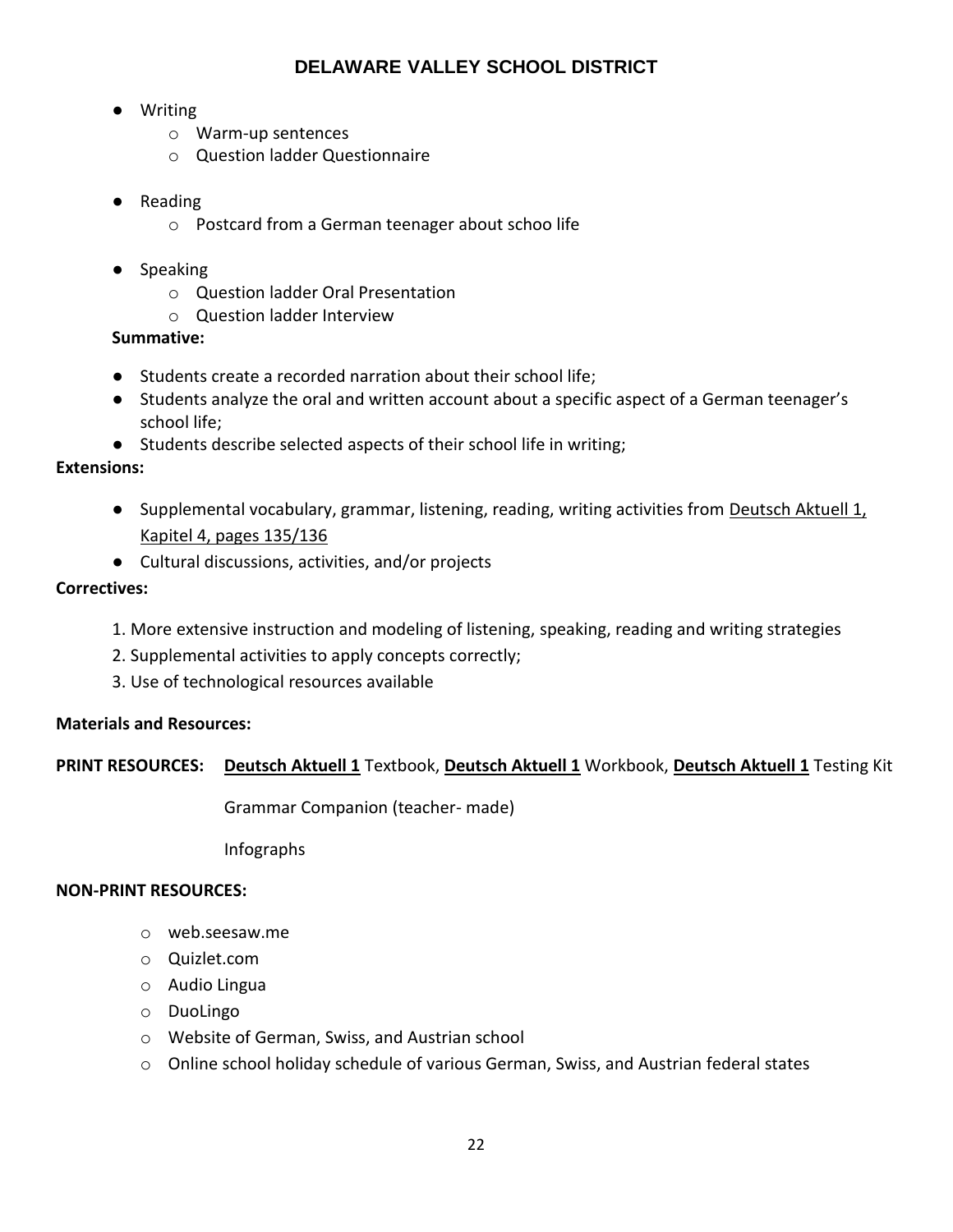- Writing
    - Warm-up sentences
    - Question ladder Questionnaire

- Reading
    - Postcard from a German teenager about schoo life

- Speaking
    - Question ladder Oral Presentation
    - Question ladder Interview

**Summative:**

- Students create a recorded narration about their school life;
- Students analyze the oral and written account about a specific aspect of a German teenager's school life;
- Students describe selected aspects of their school life in writing;

**Extensions:**

- Supplemental vocabulary, grammar, listening, reading, writing activities from Deutsch Aktuell 1, Kapitel 4, pages 135/136
- Cultural discussions, activities, and/or projects

**Correctives:**

1. More extensive instruction and modeling of listening, speaking, reading and writing strategies
2. Supplemental activities to apply concepts correctly;
3. Use of technological resources available

**Materials and Resources:**

**PRINT RESOURCES:** **Deutsch Aktuell 1** Textbook, **Deutsch Aktuell 1** Workbook, **Deutsch Aktuell 1** Testing Kit

Grammar Companion (teacher- made)

Infographs

**NON-PRINT RESOURCES:**

- web.seesaw.me
- Quizlet.com
- Audio Lingua
- DuoLingo
- Website of German, Swiss, and Austrian school
- Online school holiday schedule of various German, Swiss, and Austrian federal states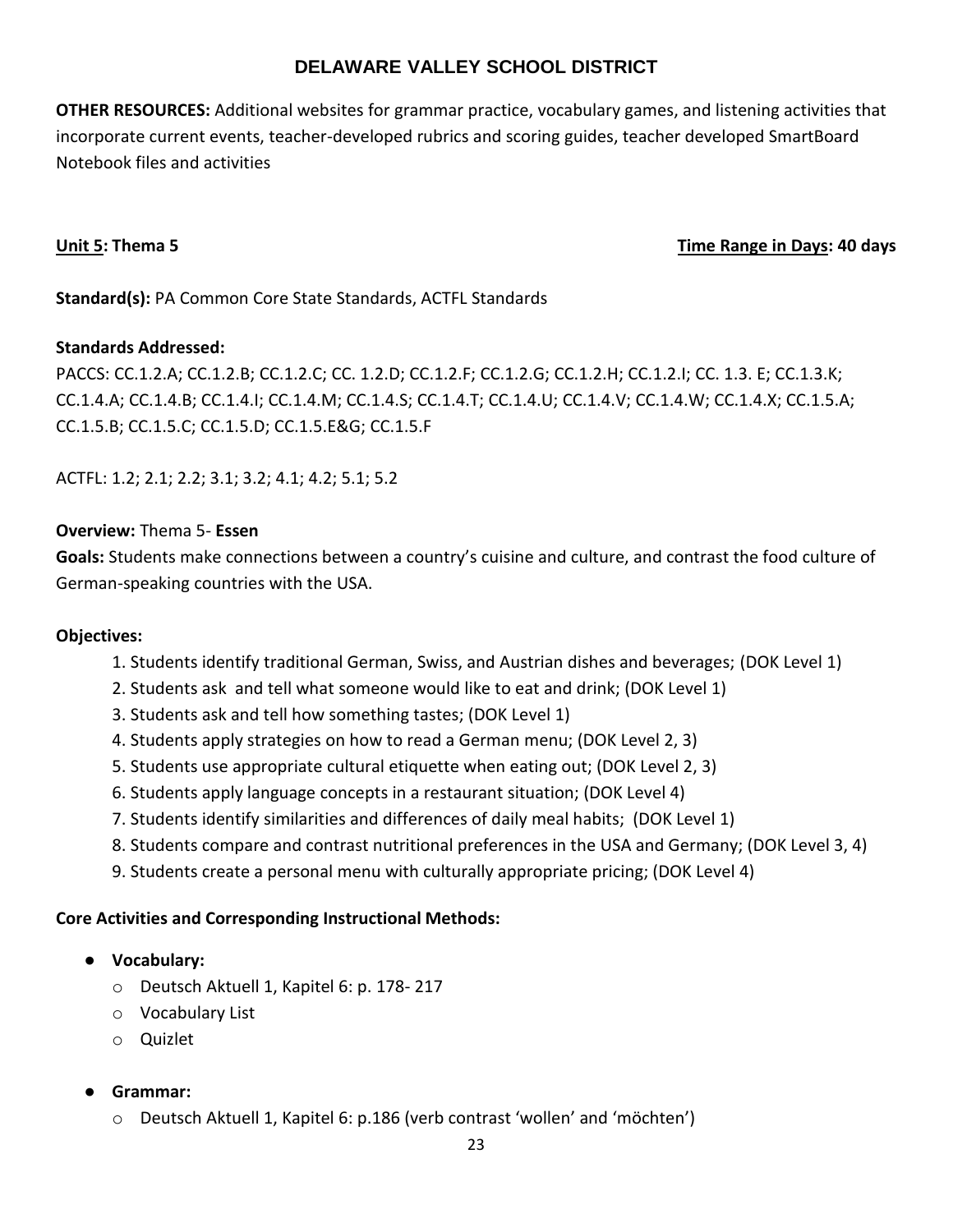# DELAWARE VALLEY SCHOOL DISTRICT

**OTHER RESOURCES:** Additional websites for grammar practice, vocabulary games, and listening activities that incorporate current events, teacher-developed rubrics and scoring guides, teacher developed SmartBoard Notebook files and activities

**Unit 5: Thema 5** **Time Range in Days: 40 days**

**Standard(s):** PA Common Core State Standards, ACTFL Standards

**Standards Addressed:**
PACCS: CC.1.2.A; CC.1.2.B; CC.1.2.C; CC. 1.2.D; CC.1.2.F; CC.1.2.G; CC.1.2.H; CC.1.2.I; CC. 1.3. E; CC.1.3.K; CC.1.4.A; CC.1.4.B; CC.1.4.I; CC.1.4.M; CC.1.4.S; CC.1.4.T; CC.1.4.U; CC.1.4.V; CC.1.4.W; CC.1.4.X; CC.1.5.A; CC.1.5.B; CC.1.5.C; CC.1.5.D; CC.1.5.E&G; CC.1.5.F

ACTFL: 1.2; 2.1; 2.2; 3.1; 3.2; 4.1; 4.2; 5.1; 5.2

**Overview:** Thema 5- **Essen**
**Goals:** Students make connections between a country's cuisine and culture, and contrast the food culture of German-speaking countries with the USA.

**Objectives:**

1. Students identify traditional German, Swiss, and Austrian dishes and beverages; (DOK Level 1)
2. Students ask and tell what someone would like to eat and drink; (DOK Level 1)
3. Students ask and tell how something tastes; (DOK Level 1)
4. Students apply strategies on how to read a German menu; (DOK Level 2, 3)
5. Students use appropriate cultural etiquette when eating out; (DOK Level 2, 3)
6. Students apply language concepts in a restaurant situation; (DOK Level 4)
7. Students identify similarities and differences of daily meal habits; (DOK Level 1)
8. Students compare and contrast nutritional preferences in the USA and Germany; (DOK Level 3, 4)
9. Students create a personal menu with culturally appropriate pricing; (DOK Level 4)

**Core Activities and Corresponding Instructional Methods:**

- **Vocabulary:**
  - Deutsch Aktuell 1, Kapitel 6: p. 178- 217
  - Vocabulary List
  - Quizlet
- **Grammar:**
  - Deutsch Aktuell 1, Kapitel 6: p.186 (verb contrast 'wollen' and 'möchten')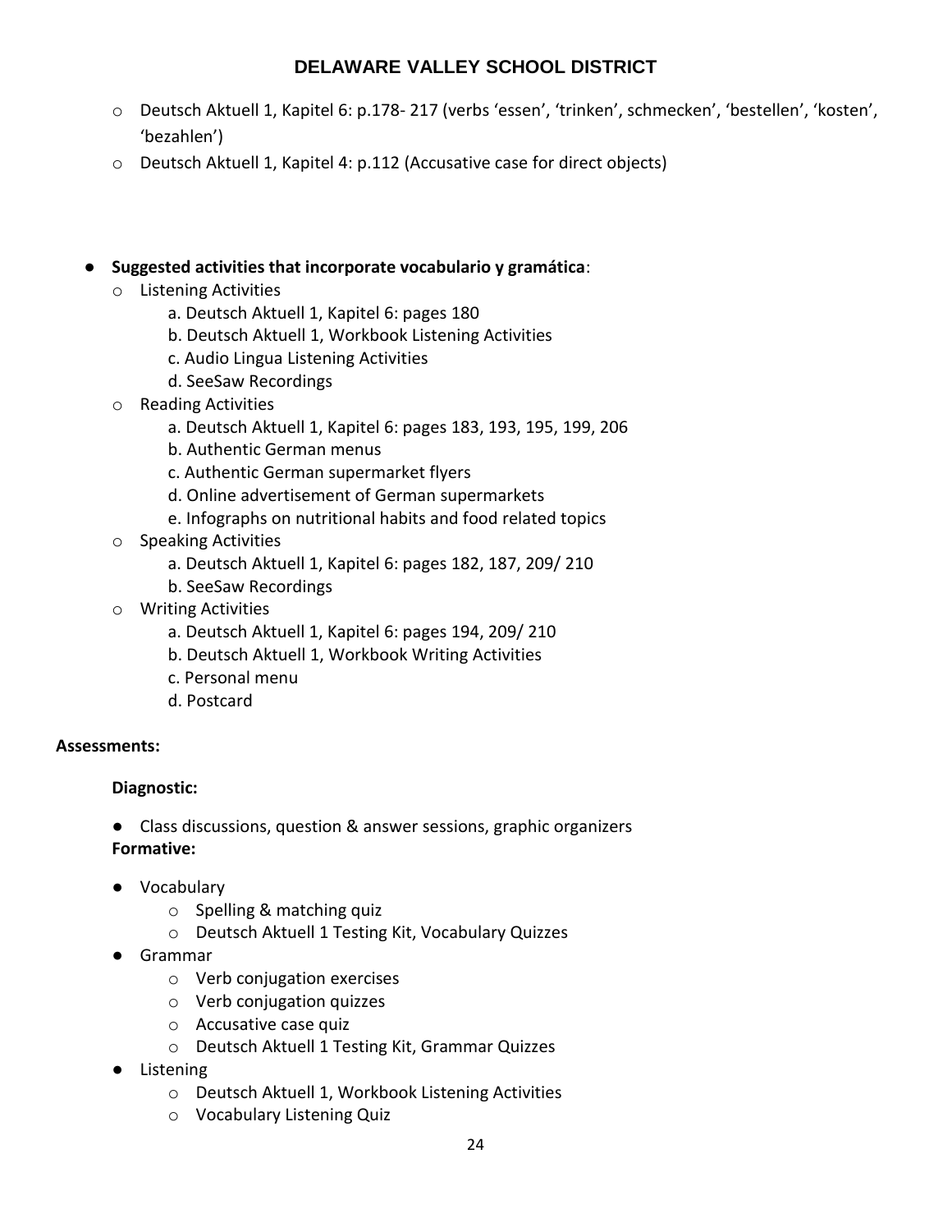- Deutsch Aktuell 1, Kapitel 6: p.178- 217 (verbs 'essen', 'trinken', schmecken', 'bestellen', 'kosten', 'bezahlen')
- Deutsch Aktuell 1, Kapitel 4: p.112 (Accusative case for direct objects)

- **Suggested activities that incorporate vocabulario y gramática**:
  - Listening Activities
    - a. Deutsch Aktuell 1, Kapitel 6: pages 180
    - b. Deutsch Aktuell 1, Workbook Listening Activities
    - c. Audio Lingua Listening Activities
    - d. SeeSaw Recordings
  - Reading Activities
    - a. Deutsch Aktuell 1, Kapitel 6: pages 183, 193, 195, 199, 206
    - b. Authentic German menus
    - c. Authentic German supermarket flyers
    - d. Online advertisement of German supermarkets
    - e. Infographs on nutritional habits and food related topics
  - Speaking Activities
    - a. Deutsch Aktuell 1, Kapitel 6: pages 182, 187, 209/ 210
    - b. SeeSaw Recordings
  - Writing Activities
    - a. Deutsch Aktuell 1, Kapitel 6: pages 194, 209/ 210
    - b. Deutsch Aktuell 1, Workbook Writing Activities
    - c. Personal menu
    - d. Postcard

**Assessments:**

**Diagnostic:**

- Class discussions, question & answer sessions, graphic organizers

**Formative:**

- Vocabulary
  - Spelling & matching quiz
  - Deutsch Aktuell 1 Testing Kit, Vocabulary Quizzes
- Grammar
  - Verb conjugation exercises
  - Verb conjugation quizzes
  - Accusative case quiz
  - Deutsch Aktuell 1 Testing Kit, Grammar Quizzes
- Listening
  - Deutsch Aktuell 1, Workbook Listening Activities
  - Vocabulary Listening Quiz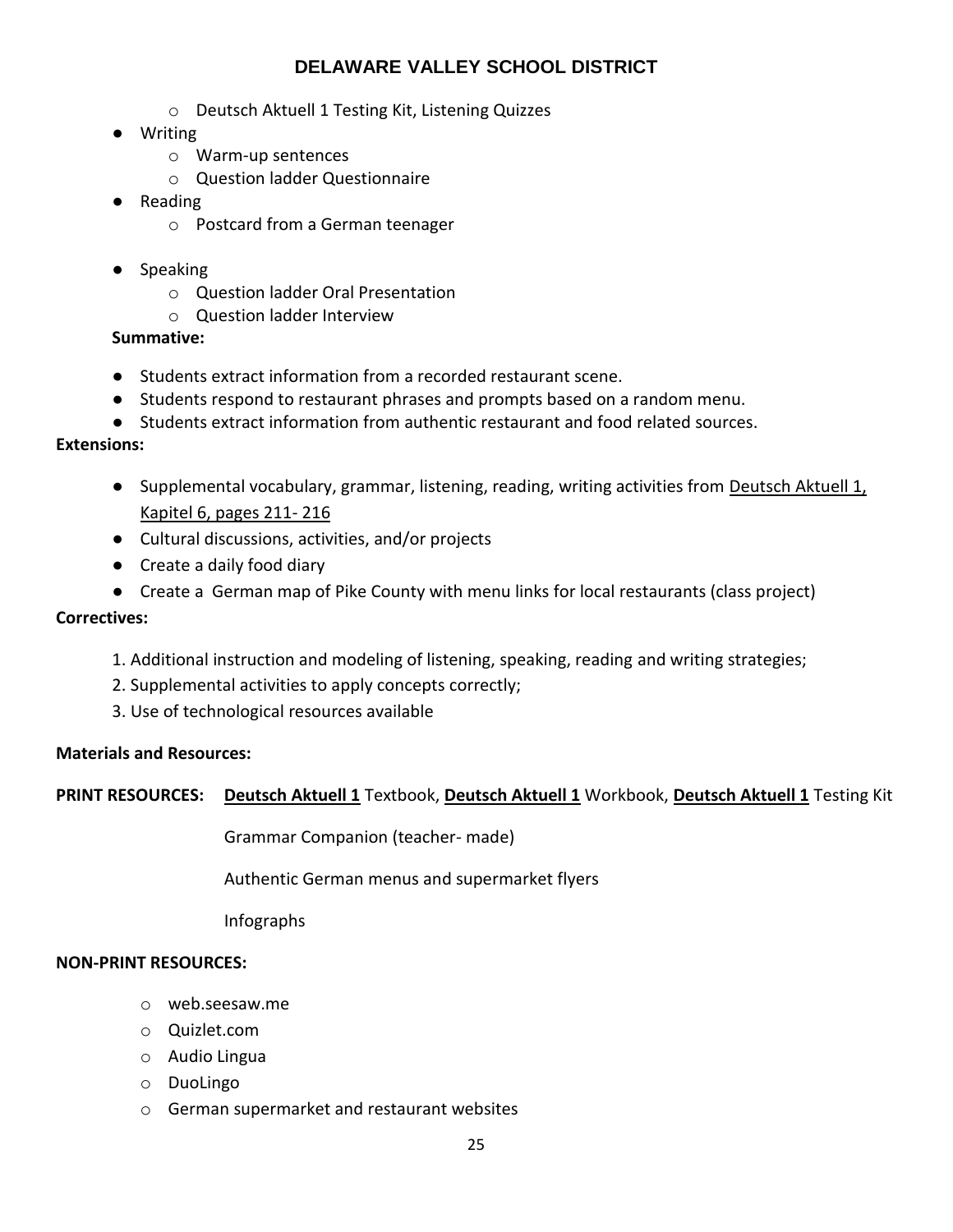- Deutsch Aktuell 1 Testing Kit, Listening Quizzes
- Writing
   - Warm-up sentences
   - Question ladder Questionnaire
- Reading
   - Postcard from a German teenager
- Speaking
   - Question ladder Oral Presentation
   - Question ladder Interview

**Summative:**

- Students extract information from a recorded restaurant scene.
- Students respond to restaurant phrases and prompts based on a random menu.
- Students extract information from authentic restaurant and food related sources.

**Extensions:**

- Supplemental vocabulary, grammar, listening, reading, writing activities from Deutsch Aktuell 1, Kapitel 6, pages 211- 216
- Cultural discussions, activities, and/or projects
- Create a daily food diary
- Create a German map of Pike County with menu links for local restaurants (class project)

**Correctives:**

1. Additional instruction and modeling of listening, speaking, reading and writing strategies;
2. Supplemental activities to apply concepts correctly;
3. Use of technological resources available

**Materials and Resources:**

**PRINT RESOURCES:** **Deutsch Aktuell 1** Textbook, **Deutsch Aktuell 1** Workbook, **Deutsch Aktuell 1** Testing Kit

Grammar Companion (teacher- made)

Authentic German menus and supermarket flyers

Infographs

**NON-PRINT RESOURCES:**

- web.seesaw.me
- Quizlet.com
- Audio Lingua
- DuoLingo
- German supermarket and restaurant websites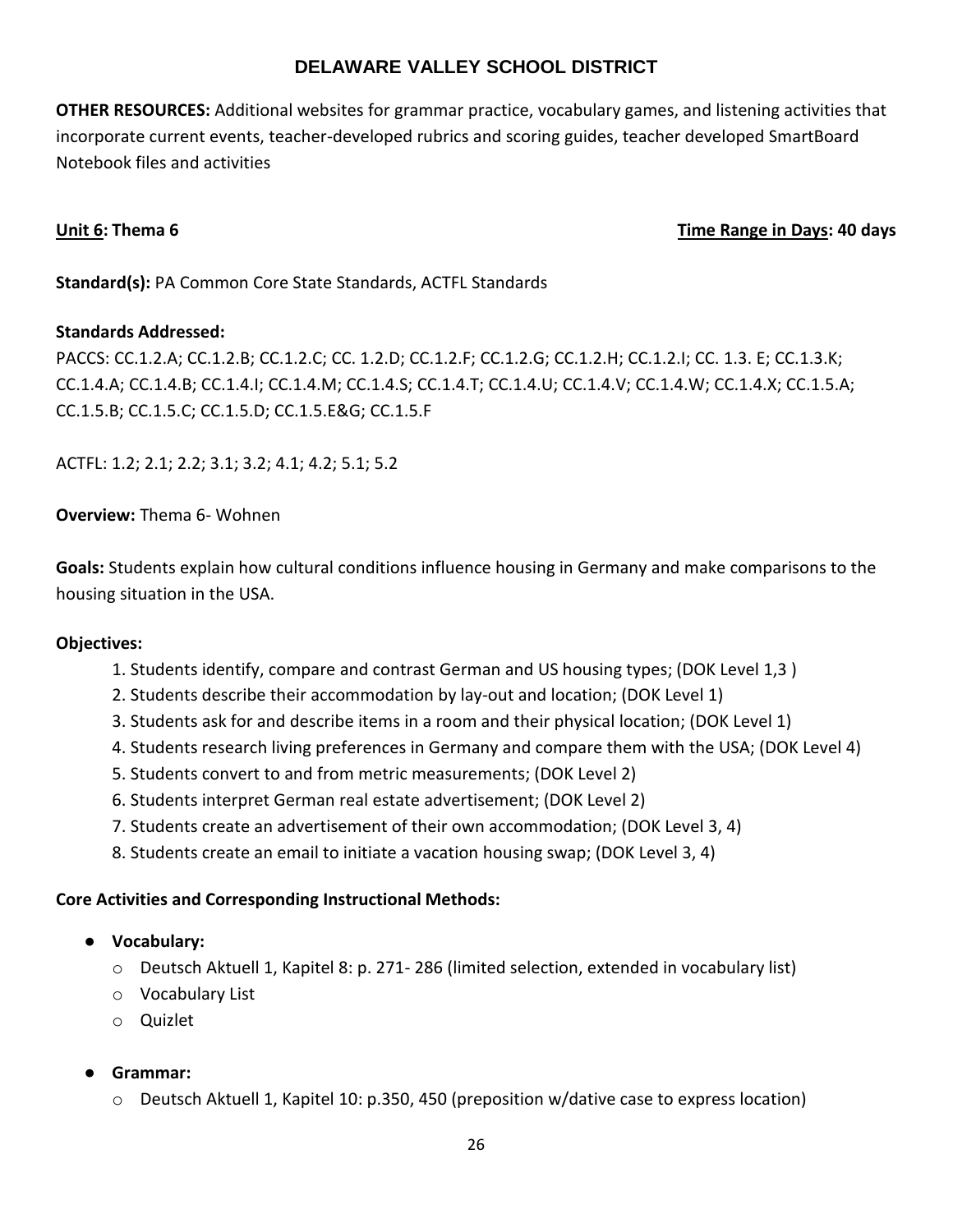# DELAWARE VALLEY SCHOOL DISTRICT

**OTHER RESOURCES:** Additional websites for grammar practice, vocabulary games, and listening activities that incorporate current events, teacher-developed rubrics and scoring guides, teacher developed SmartBoard Notebook files and activities

**Unit 6: Thema 6** **Time Range in Days: 40 days**

**Standard(s):** PA Common Core State Standards, ACTFL Standards

**Standards Addressed:**

PACCS: CC.1.2.A; CC.1.2.B; CC.1.2.C; CC. 1.2.D; CC.1.2.F; CC.1.2.G; CC.1.2.H; CC.1.2.I; CC. 1.3. E; CC.1.3.K; CC.1.4.A; CC.1.4.B; CC.1.4.I; CC.1.4.M; CC.1.4.S; CC.1.4.T; CC.1.4.U; CC.1.4.V; CC.1.4.W; CC.1.4.X; CC.1.5.A; CC.1.5.B; CC.1.5.C; CC.1.5.D; CC.1.5.E&G; CC.1.5.F

ACTFL: 1.2; 2.1; 2.2; 3.1; 3.2; 4.1; 4.2; 5.1; 5.2

**Overview:** Thema 6- Wohnen

**Goals:** Students explain how cultural conditions influence housing in Germany and make comparisons to the housing situation in the USA.

**Objectives:**

1. Students identify, compare and contrast German and US housing types; (DOK Level 1,3 )
2. Students describe their accommodation by lay-out and location; (DOK Level 1)
3. Students ask for and describe items in a room and their physical location; (DOK Level 1)
4. Students research living preferences in Germany and compare them with the USA; (DOK Level 4)
5. Students convert to and from metric measurements; (DOK Level 2)
6. Students interpret German real estate advertisement; (DOK Level 2)
7. Students create an advertisement of their own accommodation; (DOK Level 3, 4)
8. Students create an email to initiate a vacation housing swap; (DOK Level 3, 4)

**Core Activities and Corresponding Instructional Methods:**

- **Vocabulary:**
  - Deutsch Aktuell 1, Kapitel 8: p. 271- 286 (limited selection, extended in vocabulary list)
  - Vocabulary List
  - Quizlet
- **Grammar:**
  - Deutsch Aktuell 1, Kapitel 10: p.350, 450 (preposition w/dative case to express location)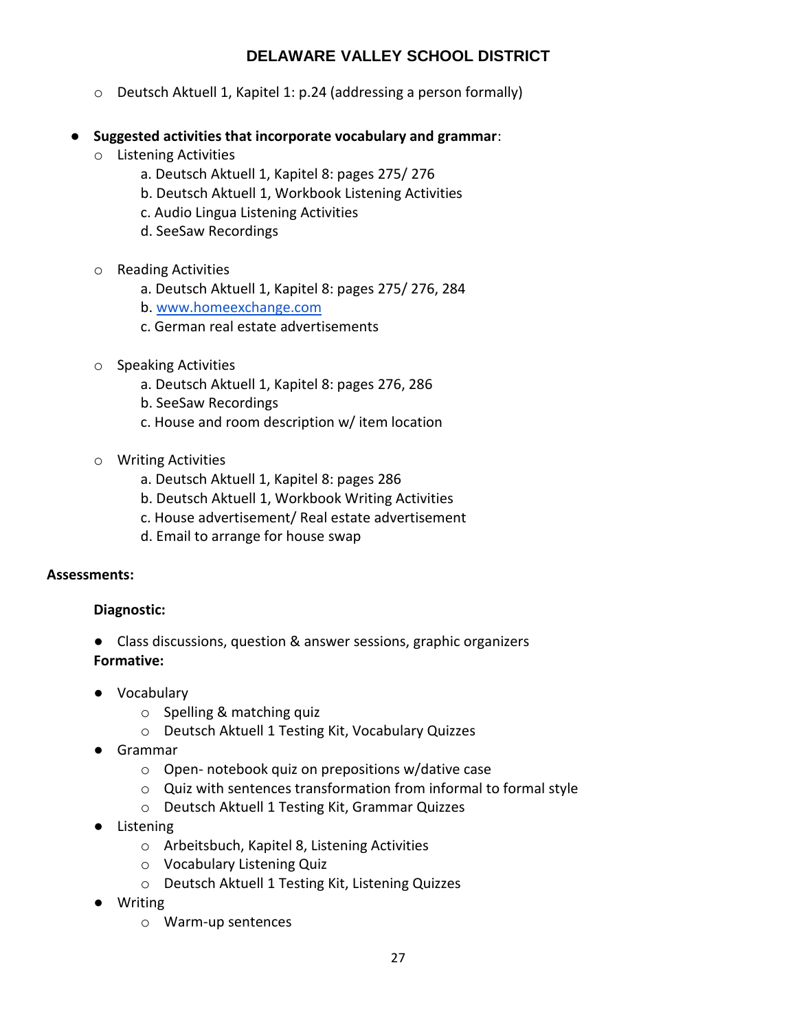- Deutsch Aktuell 1, Kapitel 1: p.24 (addressing a person formally)

- **Suggested activities that incorporate vocabulary and grammar**:
  - Listening Activities
    - a. Deutsch Aktuell 1, Kapitel 8: pages 275/ 276
    - b. Deutsch Aktuell 1, Workbook Listening Activities
    - c. Audio Lingua Listening Activities
    - d. SeeSaw Recordings
  - Reading Activities
    - a. Deutsch Aktuell 1, Kapitel 8: pages 275/ 276, 284
    - b. [www.homeexchange.com](http://www.homeexchange.com)
    - c. German real estate advertisements
  - Speaking Activities
    - a. Deutsch Aktuell 1, Kapitel 8: pages 276, 286
    - b. SeeSaw Recordings
    - c. House and room description w/ item location
  - Writing Activities
    - a. Deutsch Aktuell 1, Kapitel 8: pages 286
    - b. Deutsch Aktuell 1, Workbook Writing Activities
    - c. House advertisement/ Real estate advertisement
    - d. Email to arrange for house swap

**Assessments:**

**Diagnostic:**

- Class discussions, question & answer sessions, graphic organizers

**Formative:**

- Vocabulary
  - Spelling & matching quiz
  - Deutsch Aktuell 1 Testing Kit, Vocabulary Quizzes
- Grammar
  - Open- notebook quiz on prepositions w/dative case
  - Quiz with sentences transformation from informal to formal style
  - Deutsch Aktuell 1 Testing Kit, Grammar Quizzes
- Listening
  - Arbeitsbuch, Kapitel 8, Listening Activities
  - Vocabulary Listening Quiz
  - Deutsch Aktuell 1 Testing Kit, Listening Quizzes
- Writing
  - Warm-up sentences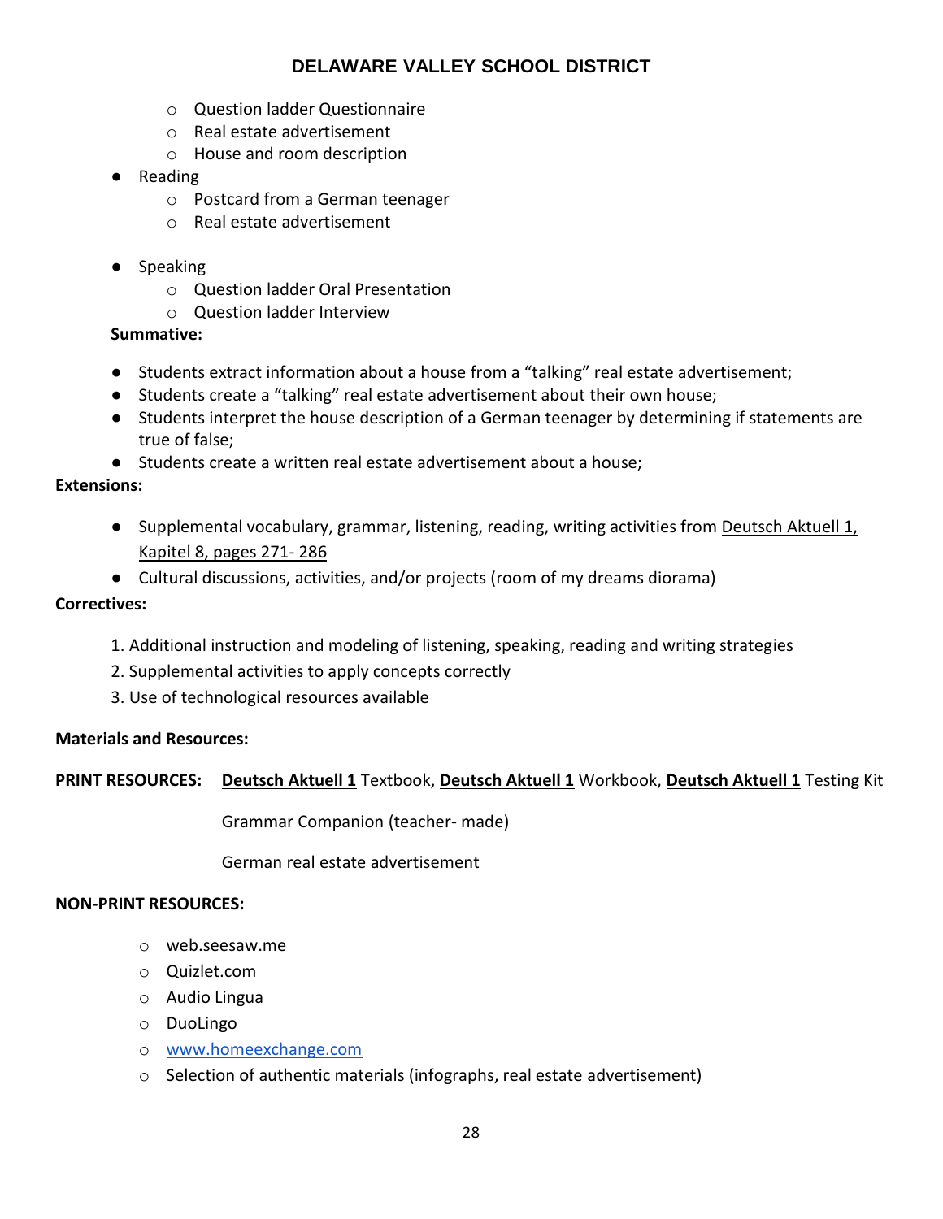- Question ladder Questionnaire
  - Real estate advertisement
  - House and room description
- Reading
  - Postcard from a German teenager
  - Real estate advertisement
- Speaking
  - Question ladder Oral Presentation
  - Question ladder Interview

**Summative:**

- Students extract information about a house from a "talking" real estate advertisement;
- Students create a "talking" real estate advertisement about their own house;
- Students interpret the house description of a German teenager by determining if statements are true of false;
- Students create a written real estate advertisement about a house;

**Extensions:**

- Supplemental vocabulary, grammar, listening, reading, writing activities from Deutsch Aktuell 1, Kapitel 8, pages 271- 286
- Cultural discussions, activities, and/or projects (room of my dreams diorama)

**Correctives:**

1. Additional instruction and modeling of listening, speaking, reading and writing strategies
2. Supplemental activities to apply concepts correctly
3. Use of technological resources available

**Materials and Resources:**

**PRINT RESOURCES:** **Deutsch Aktuell 1** Textbook, **Deutsch Aktuell 1** Workbook, **Deutsch Aktuell 1** Testing Kit

Grammar Companion (teacher- made)

German real estate advertisement

**NON-PRINT RESOURCES:**

- web.seesaw.me
- Quizlet.com
- Audio Lingua
- DuoLingo
- www.homeexchange.com
- Selection of authentic materials (infographs, real estate advertisement)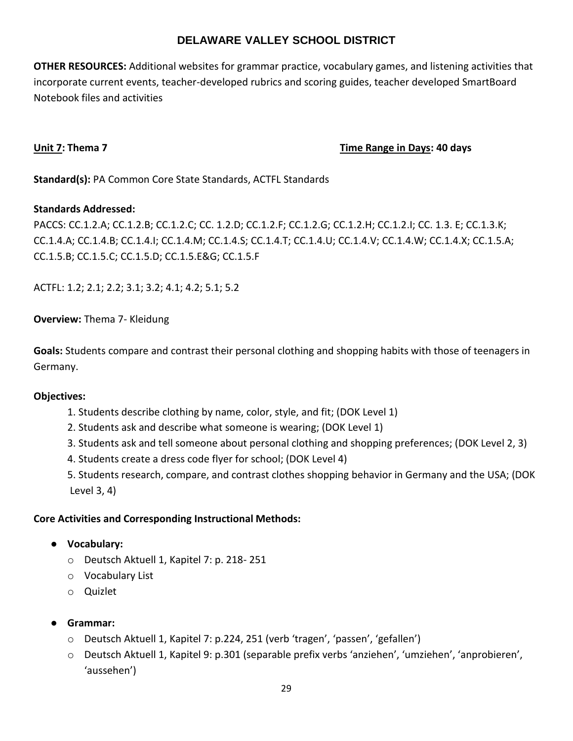# DELAWARE VALLEY SCHOOL DISTRICT

**OTHER RESOURCES:** Additional websites for grammar practice, vocabulary games, and listening activities that incorporate current events, teacher-developed rubrics and scoring guides, teacher developed SmartBoard Notebook files and activities

**Unit 7: Thema 7** **Time Range in Days: 40 days**

**Standard(s):** PA Common Core State Standards, ACTFL Standards

**Standards Addressed:**
PACCS: CC.1.2.A; CC.1.2.B; CC.1.2.C; CC. 1.2.D; CC.1.2.F; CC.1.2.G; CC.1.2.H; CC.1.2.I; CC. 1.3. E; CC.1.3.K; CC.1.4.A; CC.1.4.B; CC.1.4.I; CC.1.4.M; CC.1.4.S; CC.1.4.T; CC.1.4.U; CC.1.4.V; CC.1.4.W; CC.1.4.X; CC.1.5.A; CC.1.5.B; CC.1.5.C; CC.1.5.D; CC.1.5.E&G; CC.1.5.F

ACTFL: 1.2; 2.1; 2.2; 3.1; 3.2; 4.1; 4.2; 5.1; 5.2

**Overview:** Thema 7- Kleidung

**Goals:** Students compare and contrast their personal clothing and shopping habits with those of teenagers in Germany.

**Objectives:**

1. Students describe clothing by name, color, style, and fit; (DOK Level 1)
2. Students ask and describe what someone is wearing; (DOK Level 1)
3. Students ask and tell someone about personal clothing and shopping preferences; (DOK Level 2, 3)
4. Students create a dress code flyer for school; (DOK Level 4)
5. Students research, compare, and contrast clothes shopping behavior in Germany and the USA; (DOK Level 3, 4)

**Core Activities and Corresponding Instructional Methods:**

- **Vocabulary:**
  - Deutsch Aktuell 1, Kapitel 7: p. 218- 251
  - Vocabulary List
  - Quizlet
- **Grammar:**
  - Deutsch Aktuell 1, Kapitel 7: p.224, 251 (verb 'tragen', 'passen', 'gefallen')
  - Deutsch Aktuell 1, Kapitel 9: p.301 (separable prefix verbs 'anziehen', 'umziehen', 'anprobieren', 'aussehen')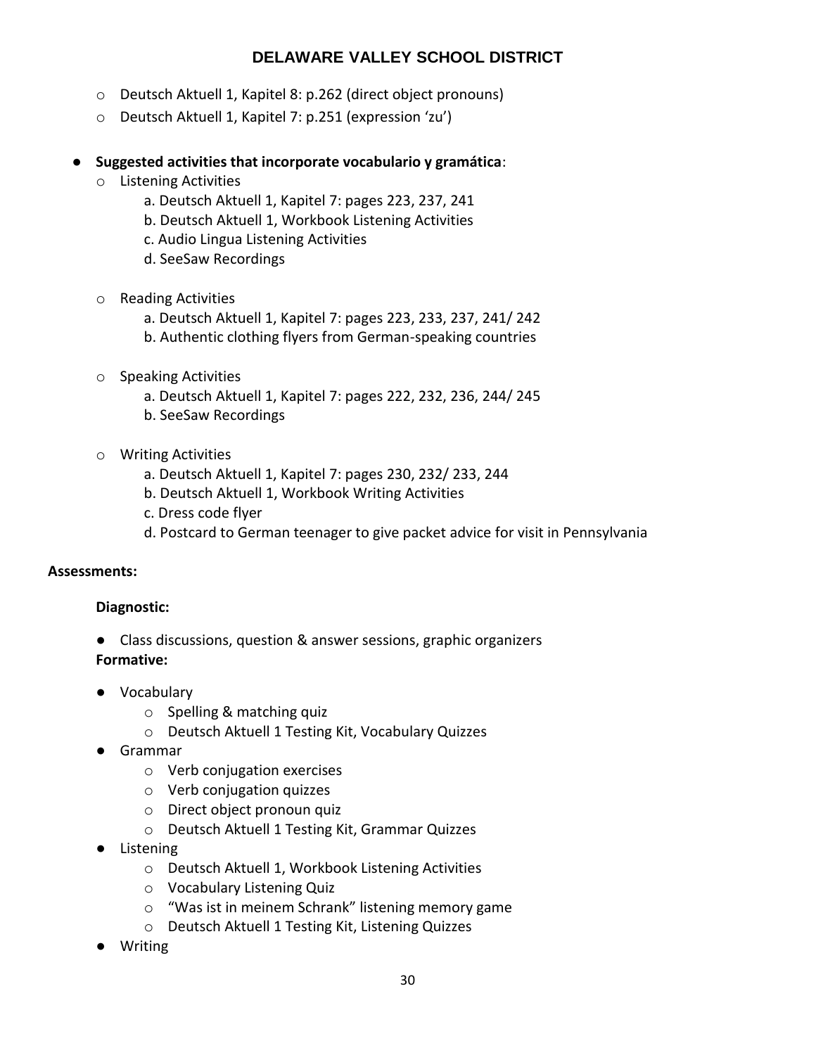- Deutsch Aktuell 1, Kapitel 8: p.262 (direct object pronouns)
- Deutsch Aktuell 1, Kapitel 7: p.251 (expression 'zu')

- **Suggested activities that incorporate vocabulario y gramática**:
  - Listening Activities
    - a. Deutsch Aktuell 1, Kapitel 7: pages 223, 237, 241
    - b. Deutsch Aktuell 1, Workbook Listening Activities
    - c. Audio Lingua Listening Activities
    - d. SeeSaw Recordings
  - Reading Activities
    - a. Deutsch Aktuell 1, Kapitel 7: pages 223, 233, 237, 241/ 242
    - b. Authentic clothing flyers from German-speaking countries
  - Speaking Activities
    - a. Deutsch Aktuell 1, Kapitel 7: pages 222, 232, 236, 244/ 245
    - b. SeeSaw Recordings
  - Writing Activities
    - a. Deutsch Aktuell 1, Kapitel 7: pages 230, 232/ 233, 244
    - b. Deutsch Aktuell 1, Workbook Writing Activities
    - c. Dress code flyer
    - d. Postcard to German teenager to give packet advice for visit in Pennsylvania

**Assessments:**

**Diagnostic:**

- Class discussions, question & answer sessions, graphic organizers

**Formative:**

- Vocabulary
  - Spelling & matching quiz
  - Deutsch Aktuell 1 Testing Kit, Vocabulary Quizzes
- Grammar
  - Verb conjugation exercises
  - Verb conjugation quizzes
  - Direct object pronoun quiz
  - Deutsch Aktuell 1 Testing Kit, Grammar Quizzes
- Listening
  - Deutsch Aktuell 1, Workbook Listening Activities
  - Vocabulary Listening Quiz
  - "Was ist in meinem Schrank" listening memory game
  - Deutsch Aktuell 1 Testing Kit, Listening Quizzes
- Writing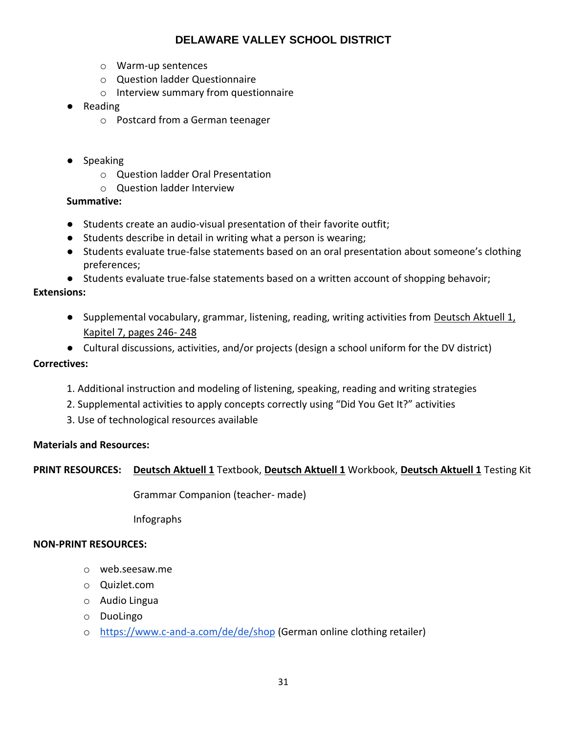- Warm-up sentences
    - Question ladder Questionnaire
    - Interview summary from questionnaire
- Reading
    - Postcard from a German teenager
- Speaking
    - Question ladder Oral Presentation
    - Question ladder Interview

**Summative:**

- Students create an audio-visual presentation of their favorite outfit;
- Students describe in detail in writing what a person is wearing;
- Students evaluate true-false statements based on an oral presentation about someone's clothing preferences;
- Students evaluate true-false statements based on a written account of shopping behavoir;

**Extensions:**

- Supplemental vocabulary, grammar, listening, reading, writing activities from Deutsch Aktuell 1, Kapitel 7, pages 246- 248
- Cultural discussions, activities, and/or projects (design a school uniform for the DV district)

**Correctives:**

1. Additional instruction and modeling of listening, speaking, reading and writing strategies
2. Supplemental activities to apply concepts correctly using "Did You Get It?" activities
3. Use of technological resources available

**Materials and Resources:**

**PRINT RESOURCES:** **Deutsch Aktuell 1** Textbook, **Deutsch Aktuell 1** Workbook, **Deutsch Aktuell 1** Testing Kit

Grammar Companion (teacher- made)

Infographs

**NON-PRINT RESOURCES:**

- web.seesaw.me
- Quizlet.com
- Audio Lingua
- DuoLingo
- https://www.c-and-a.com/de/de/shop (German online clothing retailer)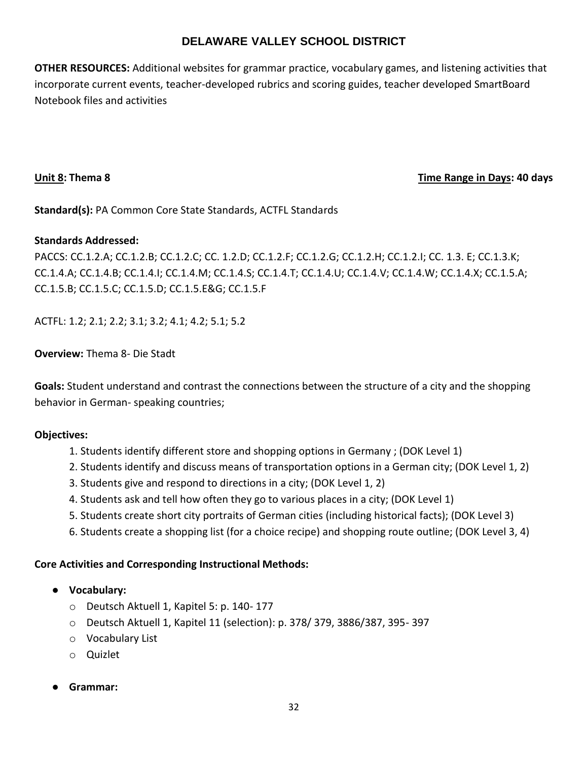**OTHER RESOURCES:** Additional websites for grammar practice, vocabulary games, and listening activities that incorporate current events, teacher-developed rubrics and scoring guides, teacher developed SmartBoard Notebook files and activities

**Unit 8: Thema 8** **Time Range in Days: 40 days**

**Standard(s):** PA Common Core State Standards, ACTFL Standards

**Standards Addressed:**
PACCS: CC.1.2.A; CC.1.2.B; CC.1.2.C; CC. 1.2.D; CC.1.2.F; CC.1.2.G; CC.1.2.H; CC.1.2.I; CC. 1.3. E; CC.1.3.K; CC.1.4.A; CC.1.4.B; CC.1.4.I; CC.1.4.M; CC.1.4.S; CC.1.4.T; CC.1.4.U; CC.1.4.V; CC.1.4.W; CC.1.4.X; CC.1.5.A; CC.1.5.B; CC.1.5.C; CC.1.5.D; CC.1.5.E&G; CC.1.5.F

ACTFL: 1.2; 2.1; 2.2; 3.1; 3.2; 4.1; 4.2; 5.1; 5.2

**Overview:** Thema 8- Die Stadt

**Goals:** Student understand and contrast the connections between the structure of a city and the shopping behavior in German- speaking countries;

**Objectives:**

1. Students identify different store and shopping options in Germany ; (DOK Level 1)
2. Students identify and discuss means of transportation options in a German city; (DOK Level 1, 2)
3. Students give and respond to directions in a city; (DOK Level 1, 2)
4. Students ask and tell how often they go to various places in a city; (DOK Level 1)
5. Students create short city portraits of German cities (including historical facts); (DOK Level 3)
6. Students create a shopping list (for a choice recipe) and shopping route outline; (DOK Level 3, 4)

**Core Activities and Corresponding Instructional Methods:**

- **Vocabulary:**
  - Deutsch Aktuell 1, Kapitel 5: p. 140- 177
  - Deutsch Aktuell 1, Kapitel 11 (selection): p. 378/ 379, 3886/387, 395- 397
  - Vocabulary List
  - Quizlet
- **Grammar:**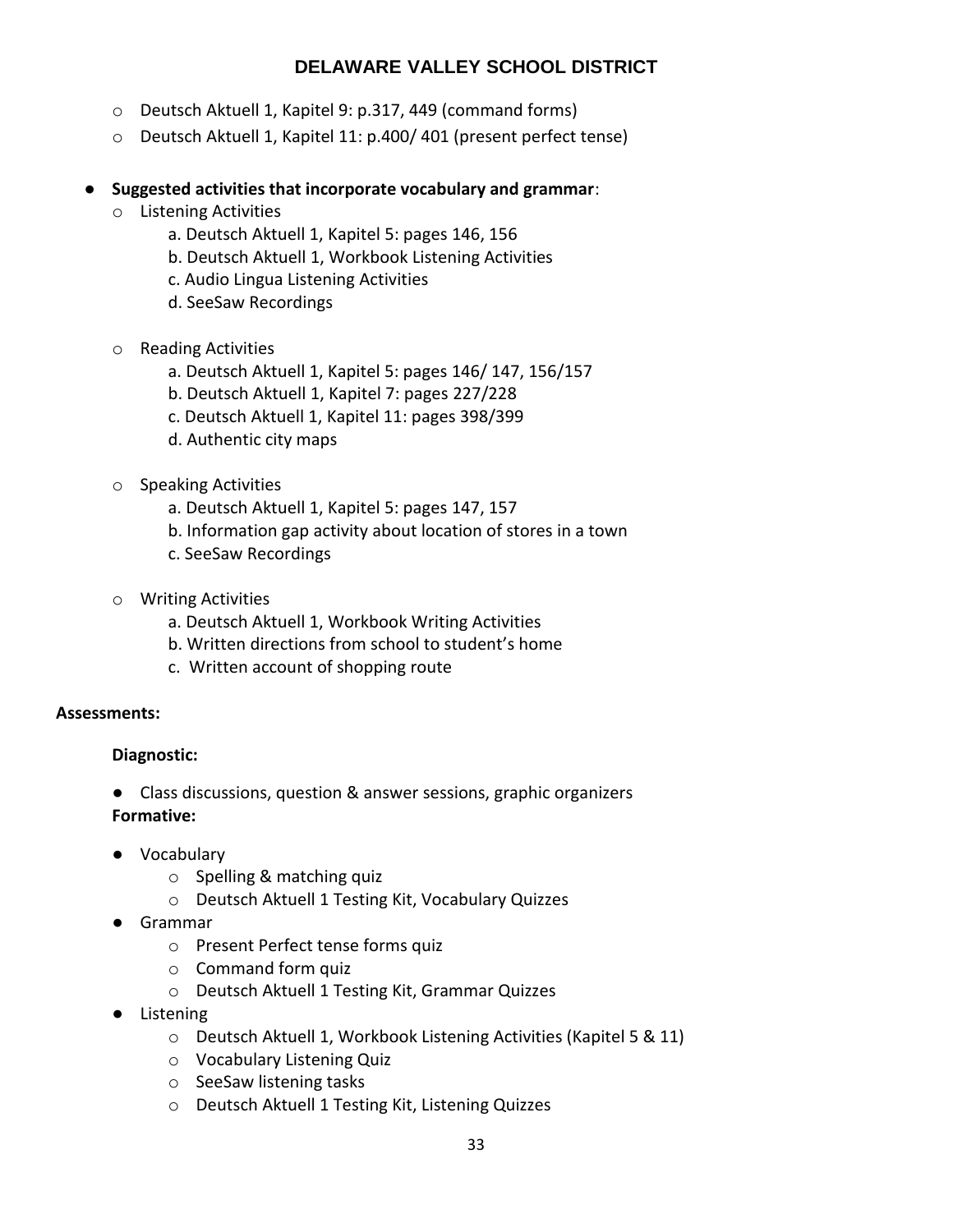- Deutsch Aktuell 1, Kapitel 9: p.317, 449 (command forms)
  - Deutsch Aktuell 1, Kapitel 11: p.400/ 401 (present perfect tense)

- **Suggested activities that incorporate vocabulary and grammar**:
  - Listening Activities
    - a. Deutsch Aktuell 1, Kapitel 5: pages 146, 156
    - b. Deutsch Aktuell 1, Workbook Listening Activities
    - c. Audio Lingua Listening Activities
    - d. SeeSaw Recordings
  - Reading Activities
    - a. Deutsch Aktuell 1, Kapitel 5: pages 146/ 147, 156/157
    - b. Deutsch Aktuell 1, Kapitel 7: pages 227/228
    - c. Deutsch Aktuell 1, Kapitel 11: pages 398/399
    - d. Authentic city maps
  - Speaking Activities
    - a. Deutsch Aktuell 1, Kapitel 5: pages 147, 157
    - b. Information gap activity about location of stores in a town
    - c. SeeSaw Recordings
  - Writing Activities
    - a. Deutsch Aktuell 1, Workbook Writing Activities
    - b. Written directions from school to student's home
    - c. Written account of shopping route

**Assessments:**

**Diagnostic:**

- Class discussions, question & answer sessions, graphic organizers

**Formative:**

- Vocabulary
  - Spelling & matching quiz
  - Deutsch Aktuell 1 Testing Kit, Vocabulary Quizzes
- Grammar
  - Present Perfect tense forms quiz
  - Command form quiz
  - Deutsch Aktuell 1 Testing Kit, Grammar Quizzes
- Listening
  - Deutsch Aktuell 1, Workbook Listening Activities (Kapitel 5 & 11)
  - Vocabulary Listening Quiz
  - SeeSaw listening tasks
  - Deutsch Aktuell 1 Testing Kit, Listening Quizzes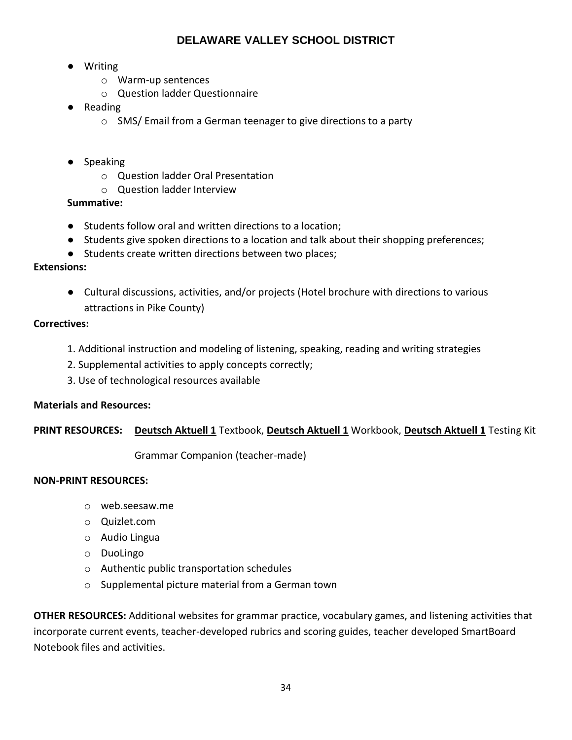- Writing
  - Warm-up sentences
  - Question ladder Questionnaire
- Reading
  - SMS/ Email from a German teenager to give directions to a party

- Speaking
  - Question ladder Oral Presentation
  - Question ladder Interview

**Summative:**

- Students follow oral and written directions to a location;
- Students give spoken directions to a location and talk about their shopping preferences;
- Students create written directions between two places;

**Extensions:**

- Cultural discussions, activities, and/or projects (Hotel brochure with directions to various attractions in Pike County)

**Correctives:**

1. Additional instruction and modeling of listening, speaking, reading and writing strategies
2. Supplemental activities to apply concepts correctly;
3. Use of technological resources available

**Materials and Resources:**

**PRINT RESOURCES:** **Deutsch Aktuell 1** Textbook, **Deutsch Aktuell 1** Workbook, **Deutsch Aktuell 1** Testing Kit

Grammar Companion (teacher-made)

**NON-PRINT RESOURCES:**

- web.seesaw.me
- Quizlet.com
- Audio Lingua
- DuoLingo
- Authentic public transportation schedules
- Supplemental picture material from a German town

**OTHER RESOURCES:** Additional websites for grammar practice, vocabulary games, and listening activities that incorporate current events, teacher-developed rubrics and scoring guides, teacher developed SmartBoard Notebook files and activities.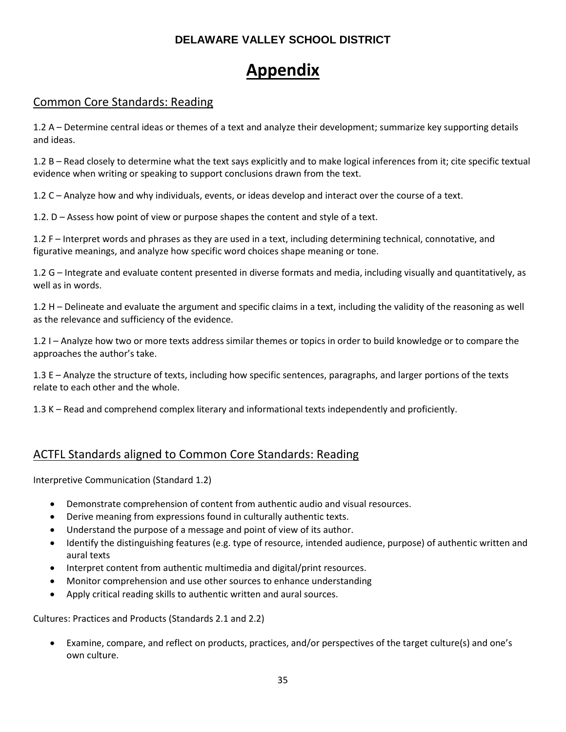**DELAWARE VALLEY SCHOOL DISTRICT**

# Appendix

## Common Core Standards: Reading

1.2 A – Determine central ideas or themes of a text and analyze their development; summarize key supporting details and ideas.

1.2 B – Read closely to determine what the text says explicitly and to make logical inferences from it; cite specific textual evidence when writing or speaking to support conclusions drawn from the text.

1.2 C – Analyze how and why individuals, events, or ideas develop and interact over the course of a text.

1.2. D – Assess how point of view or purpose shapes the content and style of a text.

1.2 F – Interpret words and phrases as they are used in a text, including determining technical, connotative, and figurative meanings, and analyze how specific word choices shape meaning or tone.

1.2 G – Integrate and evaluate content presented in diverse formats and media, including visually and quantitatively, as well as in words.

1.2 H – Delineate and evaluate the argument and specific claims in a text, including the validity of the reasoning as well as the relevance and sufficiency of the evidence.

1.2 I – Analyze how two or more texts address similar themes or topics in order to build knowledge or to compare the approaches the author's take.

1.3 E – Analyze the structure of texts, including how specific sentences, paragraphs, and larger portions of the texts relate to each other and the whole.

1.3 K – Read and comprehend complex literary and informational texts independently and proficiently.

## ACTFL Standards aligned to Common Core Standards: Reading

Interpretive Communication (Standard 1.2)

- Demonstrate comprehension of content from authentic audio and visual resources.
- Derive meaning from expressions found in culturally authentic texts.
- Understand the purpose of a message and point of view of its author.
- Identify the distinguishing features (e.g. type of resource, intended audience, purpose) of authentic written and aural texts
- Interpret content from authentic multimedia and digital/print resources.
- Monitor comprehension and use other sources to enhance understanding
- Apply critical reading skills to authentic written and aural sources.

Cultures: Practices and Products (Standards 2.1 and 2.2)

- Examine, compare, and reflect on products, practices, and/or perspectives of the target culture(s) and one's own culture.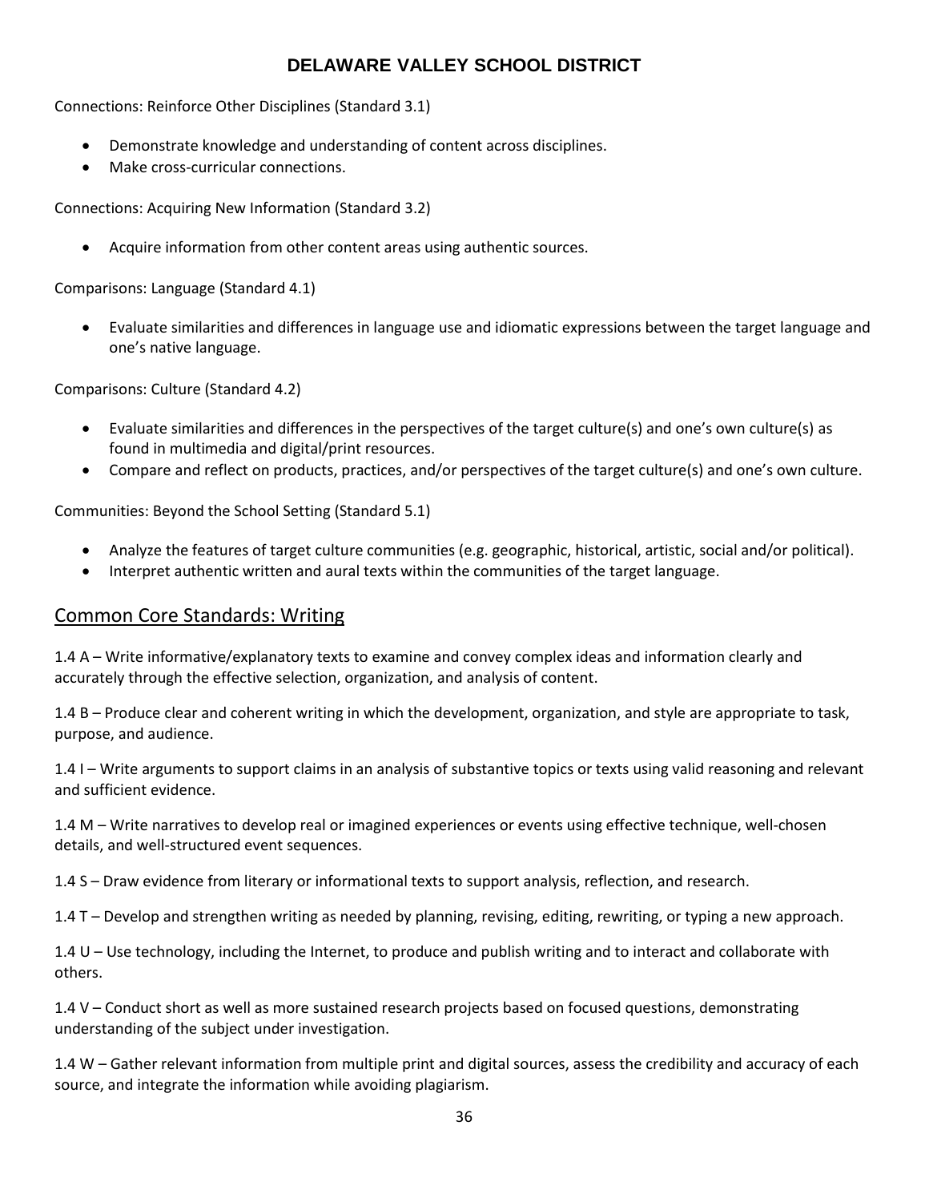Connections: Reinforce Other Disciplines (Standard 3.1)

- Demonstrate knowledge and understanding of content across disciplines.
- Make cross-curricular connections.

Connections: Acquiring New Information (Standard 3.2)

- Acquire information from other content areas using authentic sources.

Comparisons: Language (Standard 4.1)

- Evaluate similarities and differences in language use and idiomatic expressions between the target language and one's native language.

Comparisons: Culture (Standard 4.2)

- Evaluate similarities and differences in the perspectives of the target culture(s) and one's own culture(s) as found in multimedia and digital/print resources.
- Compare and reflect on products, practices, and/or perspectives of the target culture(s) and one's own culture.

Communities: Beyond the School Setting (Standard 5.1)

- Analyze the features of target culture communities (e.g. geographic, historical, artistic, social and/or political).
- Interpret authentic written and aural texts within the communities of the target language.

## Common Core Standards: Writing

1.4 A – Write informative/explanatory texts to examine and convey complex ideas and information clearly and accurately through the effective selection, organization, and analysis of content.

1.4 B – Produce clear and coherent writing in which the development, organization, and style are appropriate to task, purpose, and audience.

1.4 I – Write arguments to support claims in an analysis of substantive topics or texts using valid reasoning and relevant and sufficient evidence.

1.4 M – Write narratives to develop real or imagined experiences or events using effective technique, well-chosen details, and well-structured event sequences.

1.4 S – Draw evidence from literary or informational texts to support analysis, reflection, and research.

1.4 T – Develop and strengthen writing as needed by planning, revising, editing, rewriting, or typing a new approach.

1.4 U – Use technology, including the Internet, to produce and publish writing and to interact and collaborate with others.

1.4 V – Conduct short as well as more sustained research projects based on focused questions, demonstrating understanding of the subject under investigation.

1.4 W – Gather relevant information from multiple print and digital sources, assess the credibility and accuracy of each source, and integrate the information while avoiding plagiarism.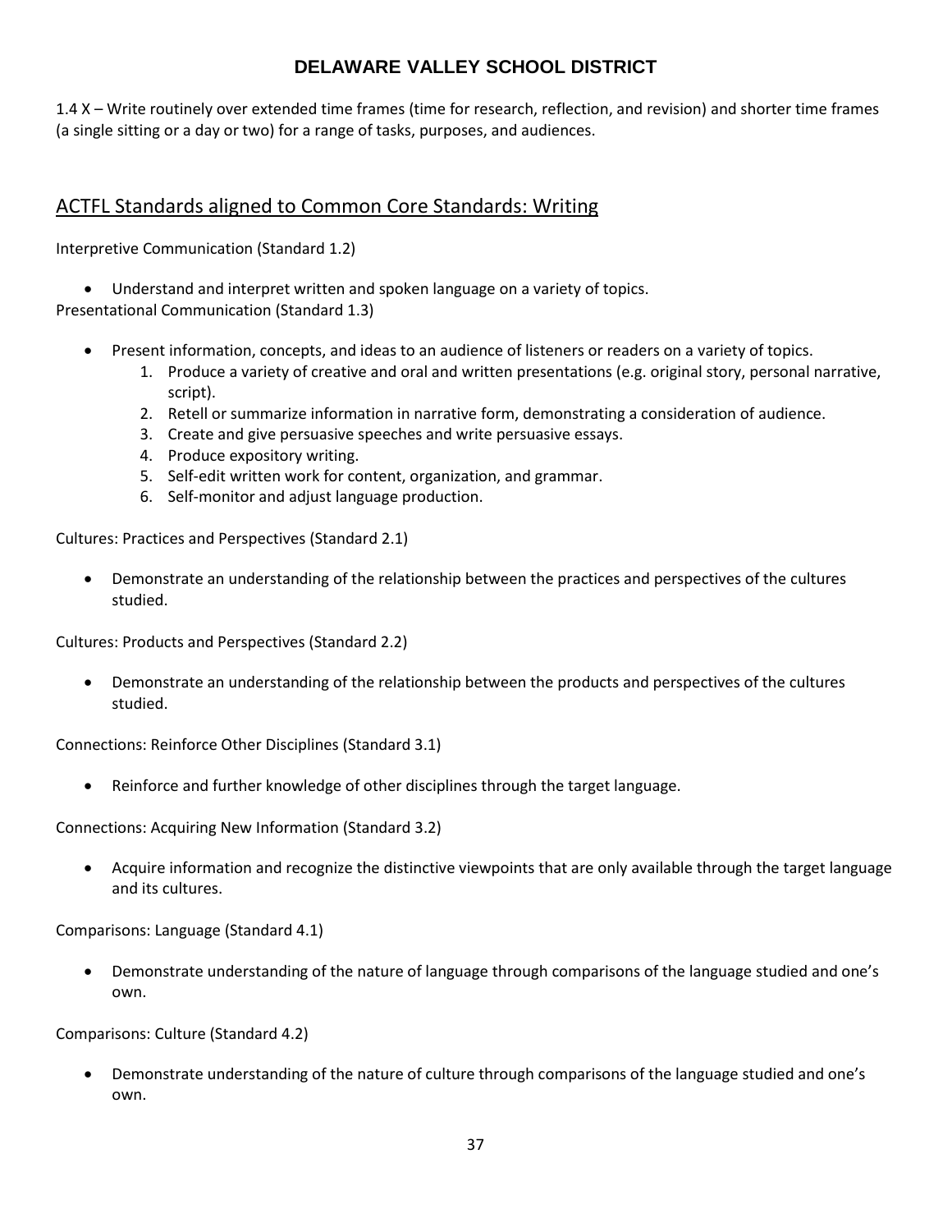1.4 X – Write routinely over extended time frames (time for research, reflection, and revision) and shorter time frames (a single sitting or a day or two) for a range of tasks, purposes, and audiences.

## ACTFL Standards aligned to Common Core Standards: Writing

Interpretive Communication (Standard 1.2)

- Understand and interpret written and spoken language on a variety of topics.

Presentational Communication (Standard 1.3)

- Present information, concepts, and ideas to an audience of listeners or readers on a variety of topics.
    1. Produce a variety of creative and oral and written presentations (e.g. original story, personal narrative, script).
    2. Retell or summarize information in narrative form, demonstrating a consideration of audience.
    3. Create and give persuasive speeches and write persuasive essays.
    4. Produce expository writing.
    5. Self-edit written work for content, organization, and grammar.
    6. Self-monitor and adjust language production.

Cultures: Practices and Perspectives (Standard 2.1)

- Demonstrate an understanding of the relationship between the practices and perspectives of the cultures studied.

Cultures: Products and Perspectives (Standard 2.2)

- Demonstrate an understanding of the relationship between the products and perspectives of the cultures studied.

Connections: Reinforce Other Disciplines (Standard 3.1)

- Reinforce and further knowledge of other disciplines through the target language.

Connections: Acquiring New Information (Standard 3.2)

- Acquire information and recognize the distinctive viewpoints that are only available through the target language and its cultures.

Comparisons: Language (Standard 4.1)

- Demonstrate understanding of the nature of language through comparisons of the language studied and one's own.

Comparisons: Culture (Standard 4.2)

- Demonstrate understanding of the nature of culture through comparisons of the language studied and one's own.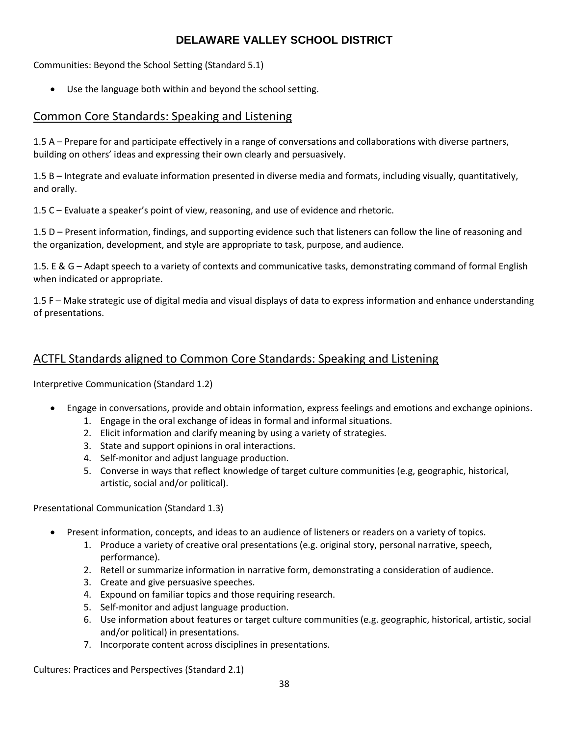Communities: Beyond the School Setting (Standard 5.1)

- Use the language both within and beyond the school setting.

## Common Core Standards: Speaking and Listening

1.5 A – Prepare for and participate effectively in a range of conversations and collaborations with diverse partners, building on others' ideas and expressing their own clearly and persuasively.

1.5 B – Integrate and evaluate information presented in diverse media and formats, including visually, quantitatively, and orally.

1.5 C – Evaluate a speaker's point of view, reasoning, and use of evidence and rhetoric.

1.5 D – Present information, findings, and supporting evidence such that listeners can follow the line of reasoning and the organization, development, and style are appropriate to task, purpose, and audience.

1.5. E & G – Adapt speech to a variety of contexts and communicative tasks, demonstrating command of formal English when indicated or appropriate.

1.5 F – Make strategic use of digital media and visual displays of data to express information and enhance understanding of presentations.

## ACTFL Standards aligned to Common Core Standards: Speaking and Listening

Interpretive Communication (Standard 1.2)

- Engage in conversations, provide and obtain information, express feelings and emotions and exchange opinions.
    1. Engage in the oral exchange of ideas in formal and informal situations.
    2. Elicit information and clarify meaning by using a variety of strategies.
    3. State and support opinions in oral interactions.
    4. Self-monitor and adjust language production.
    5. Converse in ways that reflect knowledge of target culture communities (e.g, geographic, historical, artistic, social and/or political).

Presentational Communication (Standard 1.3)

- Present information, concepts, and ideas to an audience of listeners or readers on a variety of topics.
    1. Produce a variety of creative oral presentations (e.g. original story, personal narrative, speech, performance).
    2. Retell or summarize information in narrative form, demonstrating a consideration of audience.
    3. Create and give persuasive speeches.
    4. Expound on familiar topics and those requiring research.
    5. Self-monitor and adjust language production.
    6. Use information about features or target culture communities (e.g. geographic, historical, artistic, social and/or political) in presentations.
    7. Incorporate content across disciplines in presentations.

Cultures: Practices and Perspectives (Standard 2.1)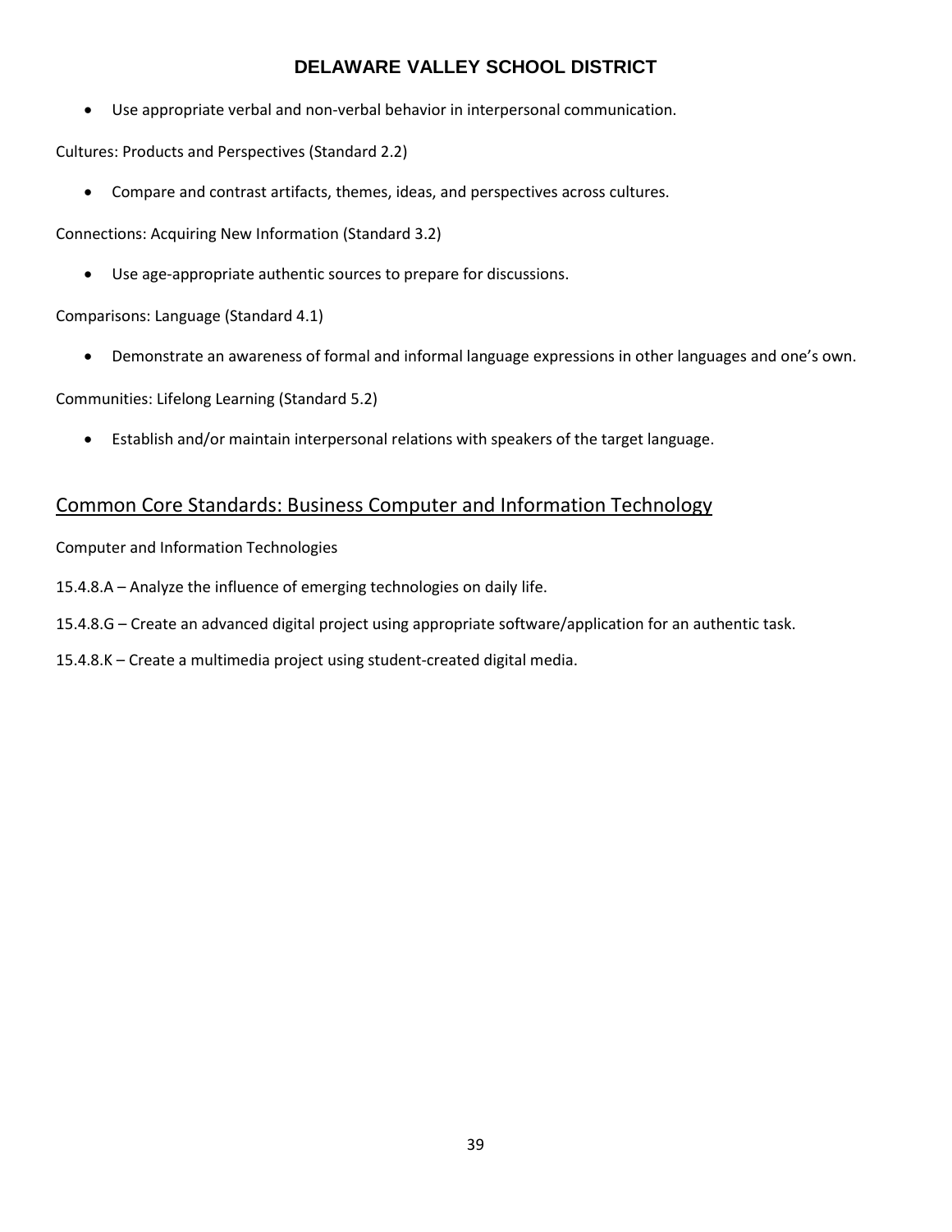- Use appropriate verbal and non-verbal behavior in interpersonal communication.

Cultures: Products and Perspectives (Standard 2.2)

- Compare and contrast artifacts, themes, ideas, and perspectives across cultures.

Connections: Acquiring New Information (Standard 3.2)

- Use age-appropriate authentic sources to prepare for discussions.

Comparisons: Language (Standard 4.1)

- Demonstrate an awareness of formal and informal language expressions in other languages and one's own.

Communities: Lifelong Learning (Standard 5.2)

- Establish and/or maintain interpersonal relations with speakers of the target language.

## Common Core Standards: Business Computer and Information Technology

Computer and Information Technologies

15.4.8.A – Analyze the influence of emerging technologies on daily life.

15.4.8.G – Create an advanced digital project using appropriate software/application for an authentic task.

15.4.8.K – Create a multimedia project using student-created digital media.